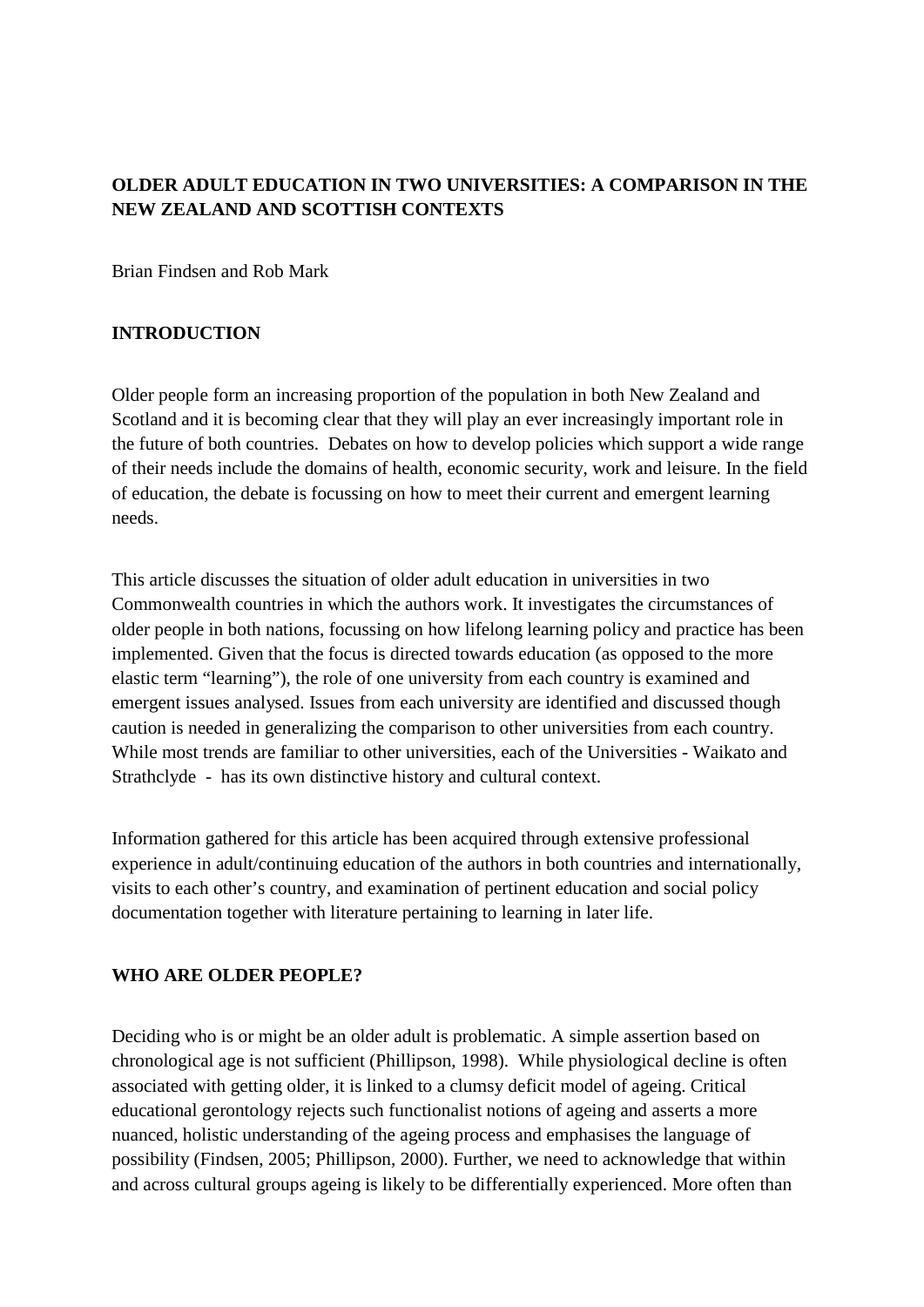# OLDER ADULT EDUCATION IN TWO UNIVERSITIES: A COMPARISON IN THE NEW ZEALAND AND SCOTTISH CONTEXTS

Brian Findsen and Rob Mark

## INTRODUCTION

Older people form an increasing proportion of the population in both New Zealand and Scotland and it is becoming clear that they will play an ever increasingly important role in the future of both countries. Debates on how to develop policies which support a wide range of their needs include the domains of health, economic security, work and leisure. In the field of education, the debate is focussing on how to meet their current and emergent learning needs.

This article discusses the situation of older adult education in universities in two Commonwealth countries in which the authors work. It investigates the circumstances of older people in both nations, focussing on how lifelong learning policy and practice has been implemented. Given that the focus is directed towards education (as opposed to the more elastic term "learning"), the role of one university from each country is examined and emergent issues analysed. Issues from each university are identified and discussed though caution is needed in generalizing the comparison to other universities from each country. While most trends are familiar to other universities, each of the Universities - Waikato and Strathclyde - has its own distinctive history and cultural context.

Information gathered for this article has been acquired through extensive professional experience in adult/continuing education of the authors in both countries and internationally, visits to each other's country, and examination of pertinent education and social policy documentation together with literature pertaining to learning in later life.

## WHO ARE OLDER PEOPLE?

Deciding who is or might be an older adult is problematic. A simple assertion based on chronological age is not sufficient (Phillipson, 1998). While physiological decline is often associated with getting older, it is linked to a clumsy deficit model of ageing. Critical educational gerontology rejects such functionalist notions of ageing and asserts a more nuanced, holistic understanding of the ageing process and emphasises the language of possibility (Findsen, 2005; Phillipson, 2000). Further, we need to acknowledge that within and across cultural groups ageing is likely to be differentially experienced. More often than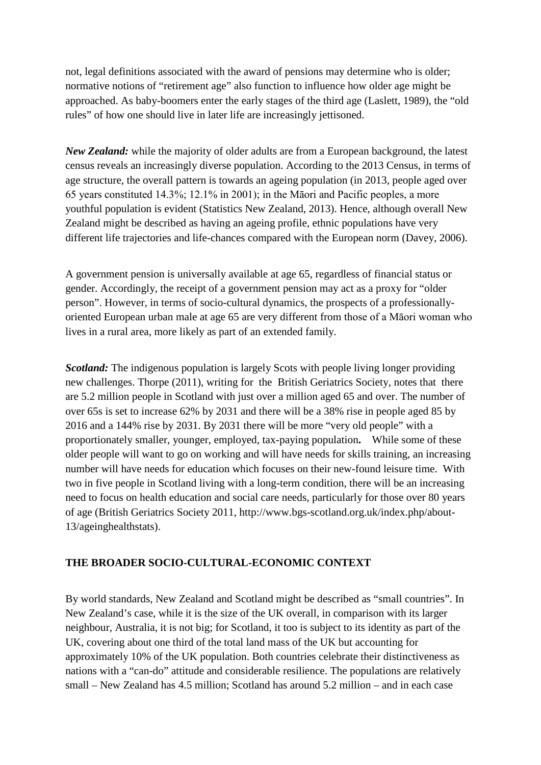not, legal definitions associated with the award of pensions may determine who is older; normative notions of "retirement age" also function to influence how older age might be approached. As baby-boomers enter the early stages of the third age (Laslett, 1989), the "old rules" of how one should live in later life are increasingly jettisoned.

***New Zealand:*** while the majority of older adults are from a European background, the latest census reveals an increasingly diverse population. According to the 2013 Census, in terms of age structure, the overall pattern is towards an ageing population (in 2013, people aged over 65 years constituted 14.3%; 12.1% in 2001); in the Māori and Pacific peoples, a more youthful population is evident (Statistics New Zealand, 2013). Hence, although overall New Zealand might be described as having an ageing profile, ethnic populations have very different life trajectories and life-chances compared with the European norm (Davey, 2006).

A government pension is universally available at age 65, regardless of financial status or gender. Accordingly, the receipt of a government pension may act as a proxy for "older person". However, in terms of socio-cultural dynamics, the prospects of a professionally-oriented European urban male at age 65 are very different from those of a Māori woman who lives in a rural area, more likely as part of an extended family.

***Scotland:*** The indigenous population is largely Scots with people living longer providing new challenges. Thorpe (2011), writing for the British Geriatrics Society, notes that there are 5.2 million people in Scotland with just over a million aged 65 and over. The number of over 65s is set to increase 62% by 2031 and there will be a 38% rise in people aged 85 by 2016 and a 144% rise by 2031. By 2031 there will be more "very old people" with a proportionately smaller, younger, employed, tax-paying population**.** While some of these older people will want to go on working and will have needs for skills training, an increasing number will have needs for education which focuses on their new-found leisure time. With two in five people in Scotland living with a long-term condition, there will be an increasing need to focus on health education and social care needs, particularly for those over 80 years of age (British Geriatrics Society 2011, http://www.bgs-scotland.org.uk/index.php/about-13/ageinghealthstats).

## THE BROADER SOCIO-CULTURAL-ECONOMIC CONTEXT

By world standards, New Zealand and Scotland might be described as "small countries". In New Zealand's case, while it is the size of the UK overall, in comparison with its larger neighbour, Australia, it is not big; for Scotland, it too is subject to its identity as part of the UK, covering about one third of the total land mass of the UK but accounting for approximately 10% of the UK population. Both countries celebrate their distinctiveness as nations with a "can-do" attitude and considerable resilience. The populations are relatively small – New Zealand has 4.5 million; Scotland has around 5.2 million – and in each case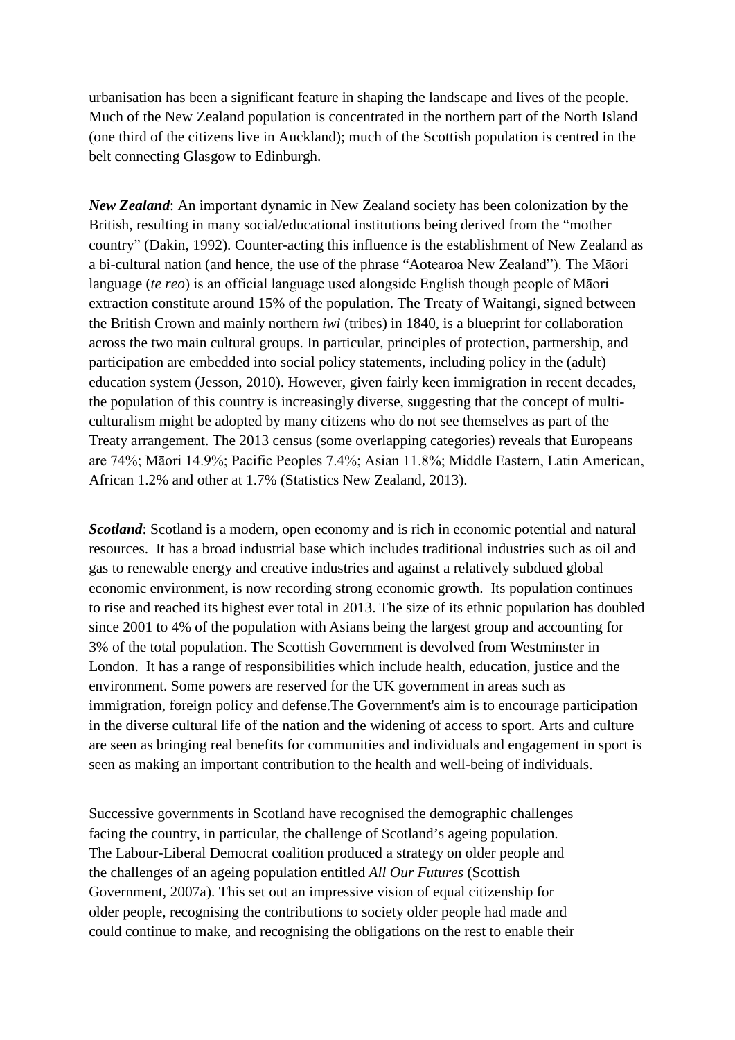urbanisation has been a significant feature in shaping the landscape and lives of the people. Much of the New Zealand population is concentrated in the northern part of the North Island (one third of the citizens live in Auckland); much of the Scottish population is centred in the belt connecting Glasgow to Edinburgh.

***New Zealand***: An important dynamic in New Zealand society has been colonization by the British, resulting in many social/educational institutions being derived from the "mother country" (Dakin, 1992). Counter-acting this influence is the establishment of New Zealand as a bi-cultural nation (and hence, the use of the phrase "Aotearoa New Zealand"). The Māori language (*te reo*) is an official language used alongside English though people of Māori extraction constitute around 15% of the population. The Treaty of Waitangi, signed between the British Crown and mainly northern *iwi* (tribes) in 1840, is a blueprint for collaboration across the two main cultural groups. In particular, principles of protection, partnership, and participation are embedded into social policy statements, including policy in the (adult) education system (Jesson, 2010). However, given fairly keen immigration in recent decades, the population of this country is increasingly diverse, suggesting that the concept of multi-culturalism might be adopted by many citizens who do not see themselves as part of the Treaty arrangement. The 2013 census (some overlapping categories) reveals that Europeans are 74%; Māori 14.9%; Pacific Peoples 7.4%; Asian 11.8%; Middle Eastern, Latin American, African 1.2% and other at 1.7% (Statistics New Zealand, 2013).

***Scotland***: Scotland is a modern, open economy and is rich in economic potential and natural resources. It has a broad industrial base which includes traditional industries such as oil and gas to renewable energy and creative industries and against a relatively subdued global economic environment, is now recording strong economic growth. Its population continues to rise and reached its highest ever total in 2013. The size of its ethnic population has doubled since 2001 to 4% of the population with Asians being the largest group and accounting for 3% of the total population. The Scottish Government is devolved from Westminster in London. It has a range of responsibilities which include health, education, justice and the environment. Some powers are reserved for the UK government in areas such as immigration, foreign policy and defense.The Government's aim is to encourage participation in the diverse cultural life of the nation and the widening of access to sport. Arts and culture are seen as bringing real benefits for communities and individuals and engagement in sport is seen as making an important contribution to the health and well-being of individuals.

Successive governments in Scotland have recognised the demographic challenges facing the country, in particular, the challenge of Scotland's ageing population. The Labour-Liberal Democrat coalition produced a strategy on older people and the challenges of an ageing population entitled *All Our Futures* (Scottish Government, 2007a). This set out an impressive vision of equal citizenship for older people, recognising the contributions to society older people had made and could continue to make, and recognising the obligations on the rest to enable their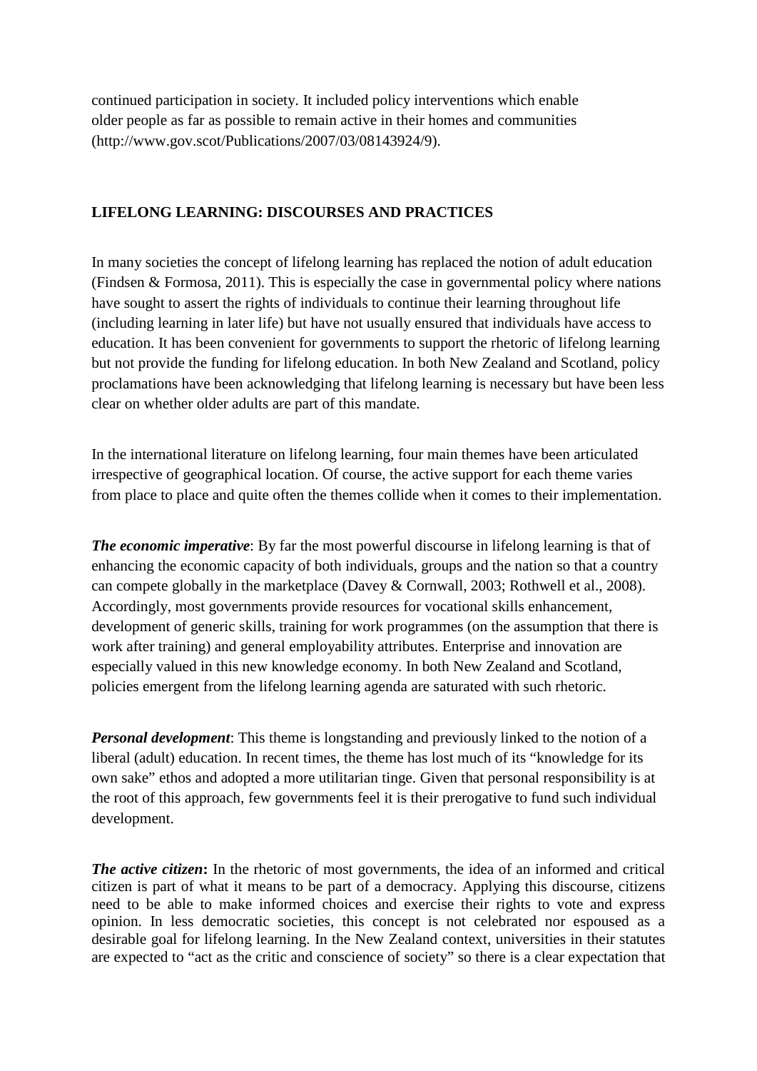continued participation in society. It included policy interventions which enable older people as far as possible to remain active in their homes and communities (http://www.gov.scot/Publications/2007/03/08143924/9).

## LIFELONG LEARNING: DISCOURSES AND PRACTICES

In many societies the concept of lifelong learning has replaced the notion of adult education (Findsen & Formosa, 2011). This is especially the case in governmental policy where nations have sought to assert the rights of individuals to continue their learning throughout life (including learning in later life) but have not usually ensured that individuals have access to education. It has been convenient for governments to support the rhetoric of lifelong learning but not provide the funding for lifelong education. In both New Zealand and Scotland, policy proclamations have been acknowledging that lifelong learning is necessary but have been less clear on whether older adults are part of this mandate.

In the international literature on lifelong learning, four main themes have been articulated irrespective of geographical location. Of course, the active support for each theme varies from place to place and quite often the themes collide when it comes to their implementation.

***The economic imperative***: By far the most powerful discourse in lifelong learning is that of enhancing the economic capacity of both individuals, groups and the nation so that a country can compete globally in the marketplace (Davey & Cornwall, 2003; Rothwell et al., 2008). Accordingly, most governments provide resources for vocational skills enhancement, development of generic skills, training for work programmes (on the assumption that there is work after training) and general employability attributes. Enterprise and innovation are especially valued in this new knowledge economy. In both New Zealand and Scotland, policies emergent from the lifelong learning agenda are saturated with such rhetoric.

***Personal development***: This theme is longstanding and previously linked to the notion of a liberal (adult) education. In recent times, the theme has lost much of its "knowledge for its own sake" ethos and adopted a more utilitarian tinge. Given that personal responsibility is at the root of this approach, few governments feel it is their prerogative to fund such individual development.

***The active citizen*:** In the rhetoric of most governments, the idea of an informed and critical citizen is part of what it means to be part of a democracy. Applying this discourse, citizens need to be able to make informed choices and exercise their rights to vote and express opinion. In less democratic societies, this concept is not celebrated nor espoused as a desirable goal for lifelong learning. In the New Zealand context, universities in their statutes are expected to "act as the critic and conscience of society" so there is a clear expectation that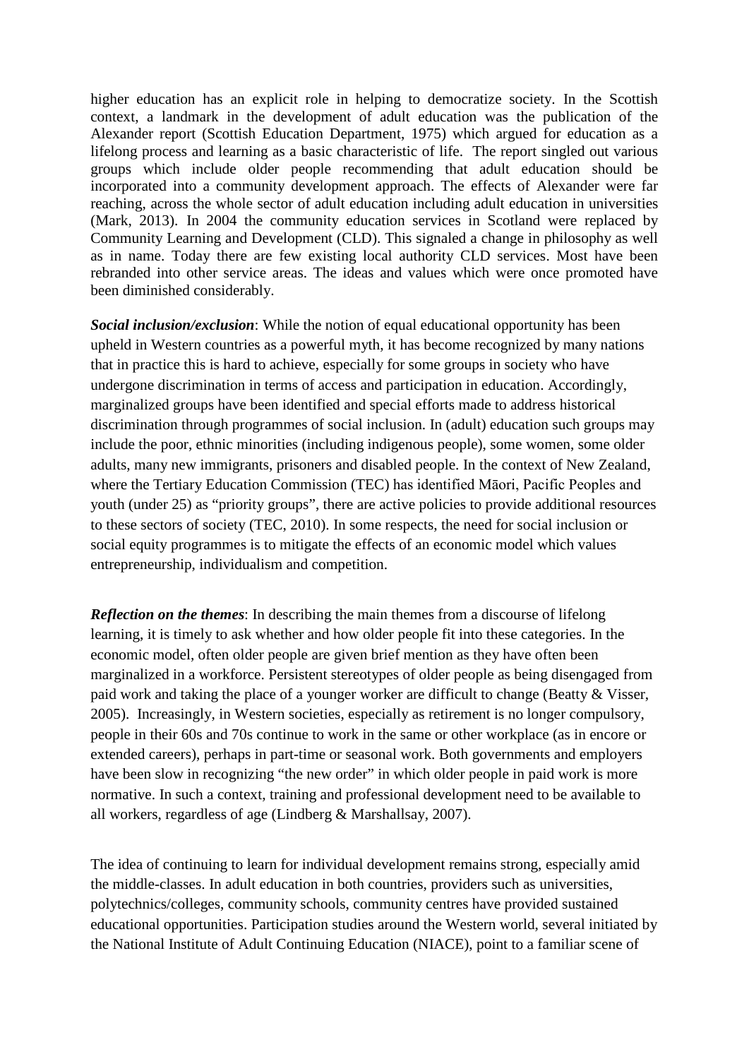higher education has an explicit role in helping to democratize society. In the Scottish context, a landmark in the development of adult education was the publication of the Alexander report (Scottish Education Department, 1975) which argued for education as a lifelong process and learning as a basic characteristic of life. The report singled out various groups which include older people recommending that adult education should be incorporated into a community development approach. The effects of Alexander were far reaching, across the whole sector of adult education including adult education in universities (Mark, 2013). In 2004 the community education services in Scotland were replaced by Community Learning and Development (CLD). This signaled a change in philosophy as well as in name. Today there are few existing local authority CLD services. Most have been rebranded into other service areas. The ideas and values which were once promoted have been diminished considerably.

***Social inclusion/exclusion***: While the notion of equal educational opportunity has been upheld in Western countries as a powerful myth, it has become recognized by many nations that in practice this is hard to achieve, especially for some groups in society who have undergone discrimination in terms of access and participation in education. Accordingly, marginalized groups have been identified and special efforts made to address historical discrimination through programmes of social inclusion. In (adult) education such groups may include the poor, ethnic minorities (including indigenous people), some women, some older adults, many new immigrants, prisoners and disabled people. In the context of New Zealand, where the Tertiary Education Commission (TEC) has identified Māori, Pacific Peoples and youth (under 25) as "priority groups", there are active policies to provide additional resources to these sectors of society (TEC, 2010). In some respects, the need for social inclusion or social equity programmes is to mitigate the effects of an economic model which values entrepreneurship, individualism and competition.

***Reflection on the themes***: In describing the main themes from a discourse of lifelong learning, it is timely to ask whether and how older people fit into these categories. In the economic model, often older people are given brief mention as they have often been marginalized in a workforce. Persistent stereotypes of older people as being disengaged from paid work and taking the place of a younger worker are difficult to change (Beatty & Visser, 2005). Increasingly, in Western societies, especially as retirement is no longer compulsory, people in their 60s and 70s continue to work in the same or other workplace (as in encore or extended careers), perhaps in part-time or seasonal work. Both governments and employers have been slow in recognizing "the new order" in which older people in paid work is more normative. In such a context, training and professional development need to be available to all workers, regardless of age (Lindberg & Marshallsay, 2007).

The idea of continuing to learn for individual development remains strong, especially amid the middle-classes. In adult education in both countries, providers such as universities, polytechnics/colleges, community schools, community centres have provided sustained educational opportunities. Participation studies around the Western world, several initiated by the National Institute of Adult Continuing Education (NIACE), point to a familiar scene of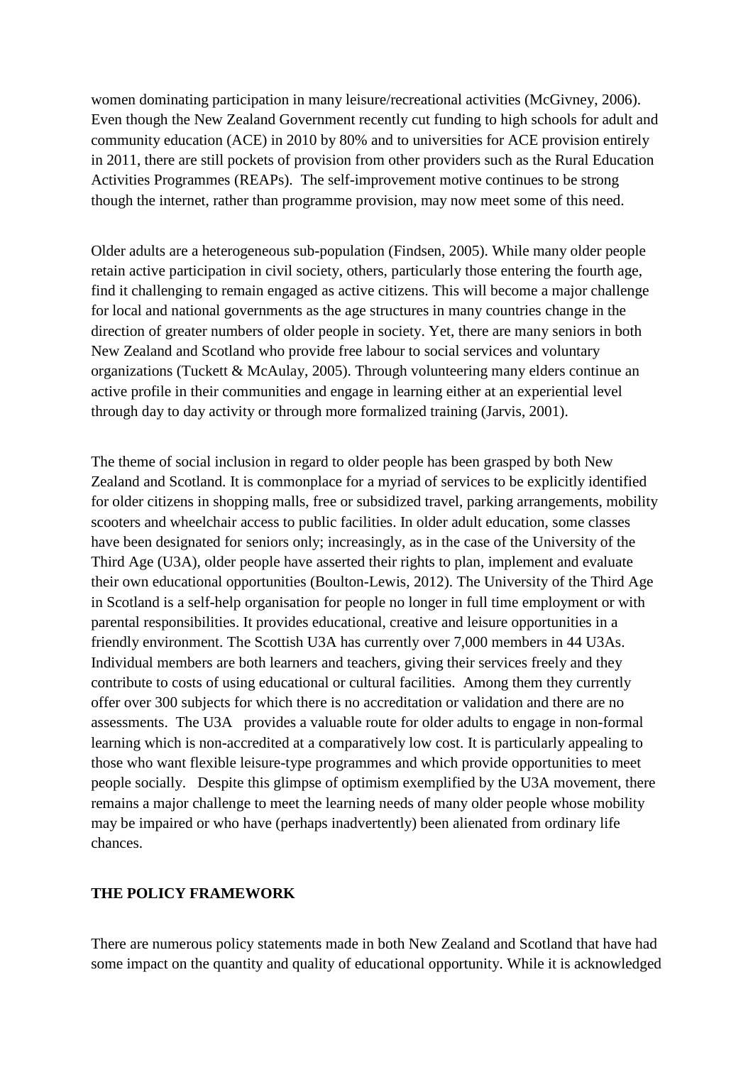women dominating participation in many leisure/recreational activities (McGivney, 2006). Even though the New Zealand Government recently cut funding to high schools for adult and community education (ACE) in 2010 by 80% and to universities for ACE provision entirely in 2011, there are still pockets of provision from other providers such as the Rural Education Activities Programmes (REAPs). The self-improvement motive continues to be strong though the internet, rather than programme provision, may now meet some of this need.

Older adults are a heterogeneous sub-population (Findsen, 2005). While many older people retain active participation in civil society, others, particularly those entering the fourth age, find it challenging to remain engaged as active citizens. This will become a major challenge for local and national governments as the age structures in many countries change in the direction of greater numbers of older people in society. Yet, there are many seniors in both New Zealand and Scotland who provide free labour to social services and voluntary organizations (Tuckett & McAulay, 2005). Through volunteering many elders continue an active profile in their communities and engage in learning either at an experiential level through day to day activity or through more formalized training (Jarvis, 2001).

The theme of social inclusion in regard to older people has been grasped by both New Zealand and Scotland. It is commonplace for a myriad of services to be explicitly identified for older citizens in shopping malls, free or subsidized travel, parking arrangements, mobility scooters and wheelchair access to public facilities. In older adult education, some classes have been designated for seniors only; increasingly, as in the case of the University of the Third Age (U3A), older people have asserted their rights to plan, implement and evaluate their own educational opportunities (Boulton-Lewis, 2012). The University of the Third Age in Scotland is a self-help organisation for people no longer in full time employment or with parental responsibilities. It provides educational, creative and leisure opportunities in a friendly environment. The Scottish U3A has currently over 7,000 members in 44 U3As. Individual members are both learners and teachers, giving their services freely and they contribute to costs of using educational or cultural facilities. Among them they currently offer over 300 subjects for which there is no accreditation or validation and there are no assessments. The U3A provides a valuable route for older adults to engage in non-formal learning which is non-accredited at a comparatively low cost. It is particularly appealing to those who want flexible leisure-type programmes and which provide opportunities to meet people socially. Despite this glimpse of optimism exemplified by the U3A movement, there remains a major challenge to meet the learning needs of many older people whose mobility may be impaired or who have (perhaps inadvertently) been alienated from ordinary life chances.

**THE POLICY FRAMEWORK**

There are numerous policy statements made in both New Zealand and Scotland that have had some impact on the quantity and quality of educational opportunity. While it is acknowledged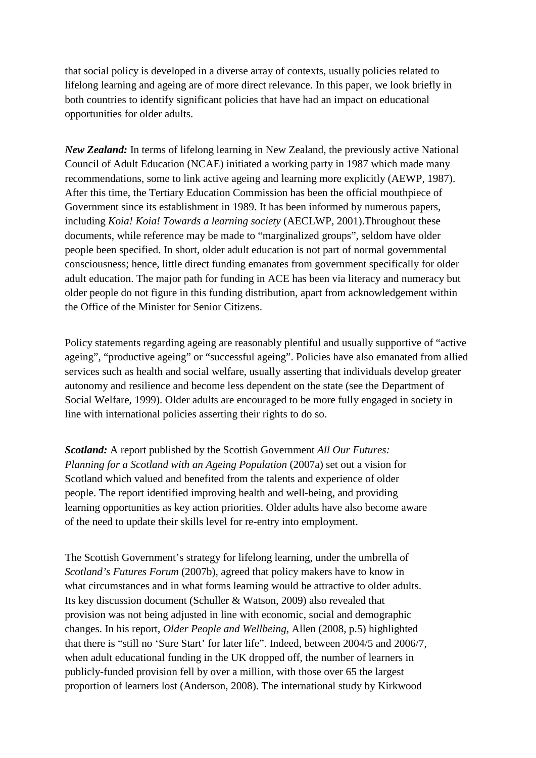that social policy is developed in a diverse array of contexts, usually policies related to lifelong learning and ageing are of more direct relevance. In this paper, we look briefly in both countries to identify significant policies that have had an impact on educational opportunities for older adults.

***New Zealand:*** In terms of lifelong learning in New Zealand, the previously active National Council of Adult Education (NCAE) initiated a working party in 1987 which made many recommendations, some to link active ageing and learning more explicitly (AEWP, 1987). After this time, the Tertiary Education Commission has been the official mouthpiece of Government since its establishment in 1989. It has been informed by numerous papers, including *Koia! Koia! Towards a learning society* (AECLWP, 2001).Throughout these documents, while reference may be made to "marginalized groups", seldom have older people been specified. In short, older adult education is not part of normal governmental consciousness; hence, little direct funding emanates from government specifically for older adult education. The major path for funding in ACE has been via literacy and numeracy but older people do not figure in this funding distribution, apart from acknowledgement within the Office of the Minister for Senior Citizens.

Policy statements regarding ageing are reasonably plentiful and usually supportive of "active ageing", "productive ageing" or "successful ageing". Policies have also emanated from allied services such as health and social welfare, usually asserting that individuals develop greater autonomy and resilience and become less dependent on the state (see the Department of Social Welfare, 1999). Older adults are encouraged to be more fully engaged in society in line with international policies asserting their rights to do so.

***Scotland:*** A report published by the Scottish Government *All Our Futures: Planning for a Scotland with an Ageing Population* (2007a) set out a vision for Scotland which valued and benefited from the talents and experience of older people. The report identified improving health and well-being, and providing learning opportunities as key action priorities. Older adults have also become aware of the need to update their skills level for re-entry into employment.

The Scottish Government's strategy for lifelong learning, under the umbrella of *Scotland's Futures Forum* (2007b), agreed that policy makers have to know in what circumstances and in what forms learning would be attractive to older adults. Its key discussion document (Schuller & Watson, 2009) also revealed that provision was not being adjusted in line with economic, social and demographic changes. In his report, *Older People and Wellbeing,* Allen (2008, p.5) highlighted that there is "still no 'Sure Start' for later life". Indeed, between 2004/5 and 2006/7, when adult educational funding in the UK dropped off, the number of learners in publicly-funded provision fell by over a million, with those over 65 the largest proportion of learners lost (Anderson, 2008). The international study by Kirkwood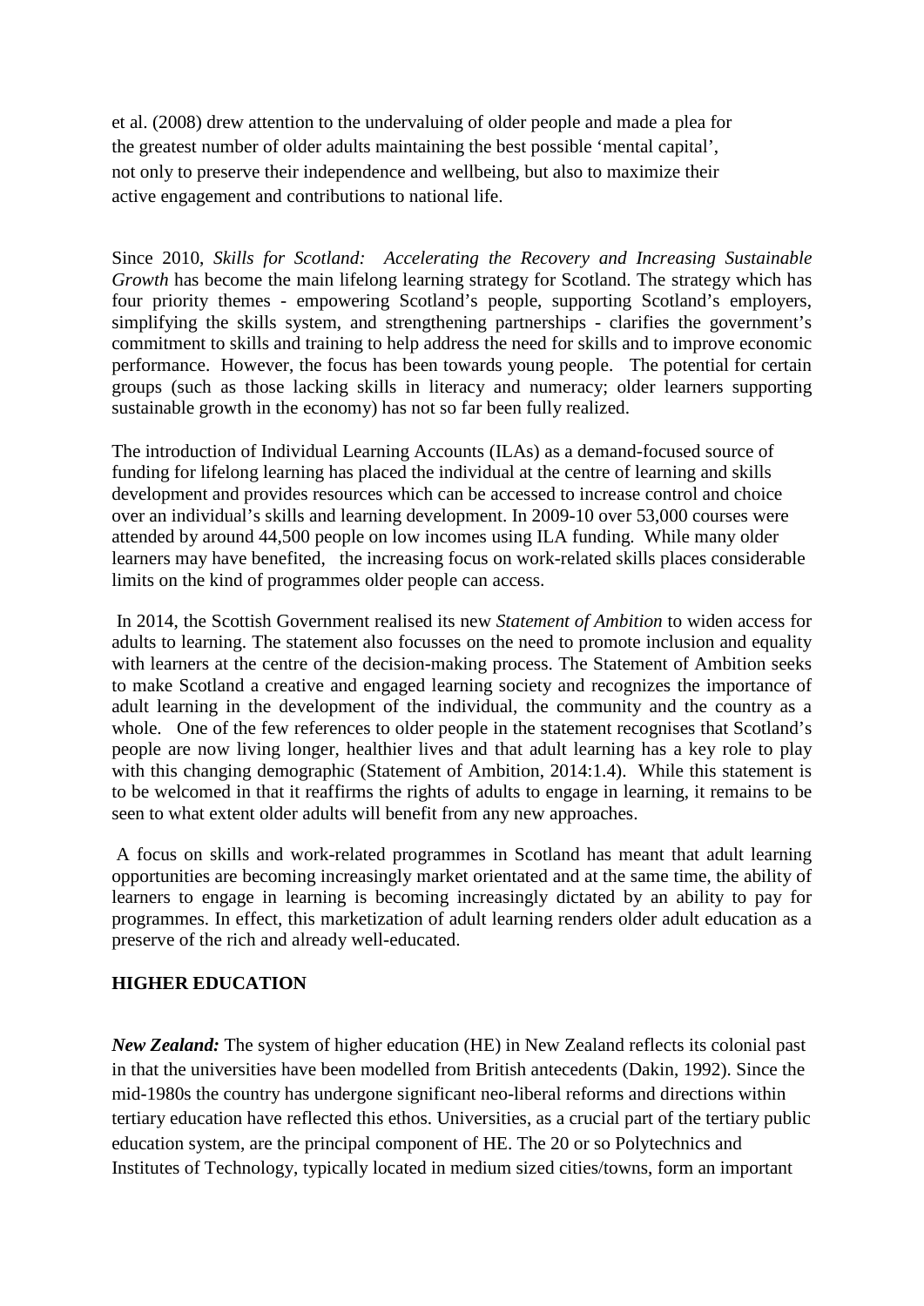et al. (2008) drew attention to the undervaluing of older people and made a plea for the greatest number of older adults maintaining the best possible 'mental capital', not only to preserve their independence and wellbeing, but also to maximize their active engagement and contributions to national life.

Since 2010, *Skills for Scotland: Accelerating the Recovery and Increasing Sustainable Growth* has become the main lifelong learning strategy for Scotland. The strategy which has four priority themes - empowering Scotland's people, supporting Scotland's employers, simplifying the skills system, and strengthening partnerships - clarifies the government's commitment to skills and training to help address the need for skills and to improve economic performance. However, the focus has been towards young people. The potential for certain groups (such as those lacking skills in literacy and numeracy; older learners supporting sustainable growth in the economy) has not so far been fully realized.

The introduction of Individual Learning Accounts (ILAs) as a demand-focused source of funding for lifelong learning has placed the individual at the centre of learning and skills development and provides resources which can be accessed to increase control and choice over an individual's skills and learning development. In 2009-10 over 53,000 courses were attended by around 44,500 people on low incomes using ILA funding. While many older learners may have benefited, the increasing focus on work-related skills places considerable limits on the kind of programmes older people can access.

In 2014, the Scottish Government realised its new *Statement of Ambition* to widen access for adults to learning. The statement also focusses on the need to promote inclusion and equality with learners at the centre of the decision-making process. The Statement of Ambition seeks to make Scotland a creative and engaged learning society and recognizes the importance of adult learning in the development of the individual, the community and the country as a whole. One of the few references to older people in the statement recognises that Scotland's people are now living longer, healthier lives and that adult learning has a key role to play with this changing demographic (Statement of Ambition, 2014:1.4). While this statement is to be welcomed in that it reaffirms the rights of adults to engage in learning, it remains to be seen to what extent older adults will benefit from any new approaches.

A focus on skills and work-related programmes in Scotland has meant that adult learning opportunities are becoming increasingly market orientated and at the same time, the ability of learners to engage in learning is becoming increasingly dictated by an ability to pay for programmes. In effect, this marketization of adult learning renders older adult education as a preserve of the rich and already well-educated.

## HIGHER EDUCATION

***New Zealand:*** The system of higher education (HE) in New Zealand reflects its colonial past in that the universities have been modelled from British antecedents (Dakin, 1992). Since the mid-1980s the country has undergone significant neo-liberal reforms and directions within tertiary education have reflected this ethos. Universities, as a crucial part of the tertiary public education system, are the principal component of HE. The 20 or so Polytechnics and Institutes of Technology, typically located in medium sized cities/towns, form an important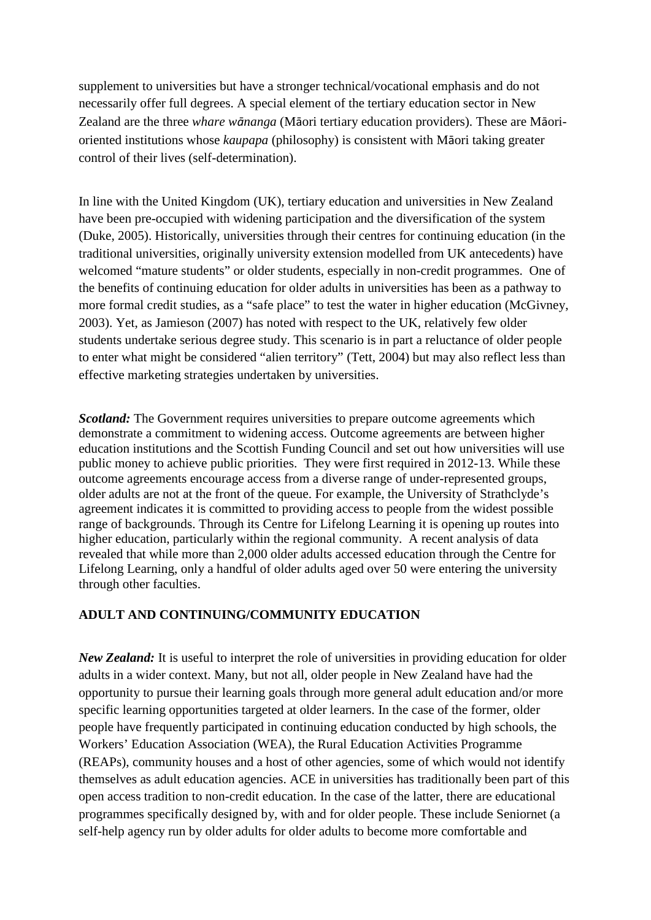supplement to universities but have a stronger technical/vocational emphasis and do not necessarily offer full degrees. A special element of the tertiary education sector in New Zealand are the three *whare wānanga* (Māori tertiary education providers). These are Māori-oriented institutions whose *kaupapa* (philosophy) is consistent with Māori taking greater control of their lives (self-determination).

In line with the United Kingdom (UK), tertiary education and universities in New Zealand have been pre-occupied with widening participation and the diversification of the system (Duke, 2005). Historically, universities through their centres for continuing education (in the traditional universities, originally university extension modelled from UK antecedents) have welcomed "mature students" or older students, especially in non-credit programmes. One of the benefits of continuing education for older adults in universities has been as a pathway to more formal credit studies, as a "safe place" to test the water in higher education (McGivney, 2003). Yet, as Jamieson (2007) has noted with respect to the UK, relatively few older students undertake serious degree study. This scenario is in part a reluctance of older people to enter what might be considered "alien territory" (Tett, 2004) but may also reflect less than effective marketing strategies undertaken by universities.

***Scotland:*** The Government requires universities to prepare outcome agreements which demonstrate a commitment to widening access. Outcome agreements are between higher education institutions and the Scottish Funding Council and set out how universities will use public money to achieve public priorities. They were first required in 2012-13. While these outcome agreements encourage access from a diverse range of under-represented groups, older adults are not at the front of the queue. For example, the University of Strathclyde's agreement indicates it is committed to providing access to people from the widest possible range of backgrounds. Through its Centre for Lifelong Learning it is opening up routes into higher education, particularly within the regional community. A recent analysis of data revealed that while more than 2,000 older adults accessed education through the Centre for Lifelong Learning, only a handful of older adults aged over 50 were entering the university through other faculties.

## ADULT AND CONTINUING/COMMUNITY EDUCATION

***New Zealand:*** It is useful to interpret the role of universities in providing education for older adults in a wider context. Many, but not all, older people in New Zealand have had the opportunity to pursue their learning goals through more general adult education and/or more specific learning opportunities targeted at older learners. In the case of the former, older people have frequently participated in continuing education conducted by high schools, the Workers' Education Association (WEA), the Rural Education Activities Programme (REAPs), community houses and a host of other agencies, some of which would not identify themselves as adult education agencies. ACE in universities has traditionally been part of this open access tradition to non-credit education. In the case of the latter, there are educational programmes specifically designed by, with and for older people. These include Seniornet (a self-help agency run by older adults for older adults to become more comfortable and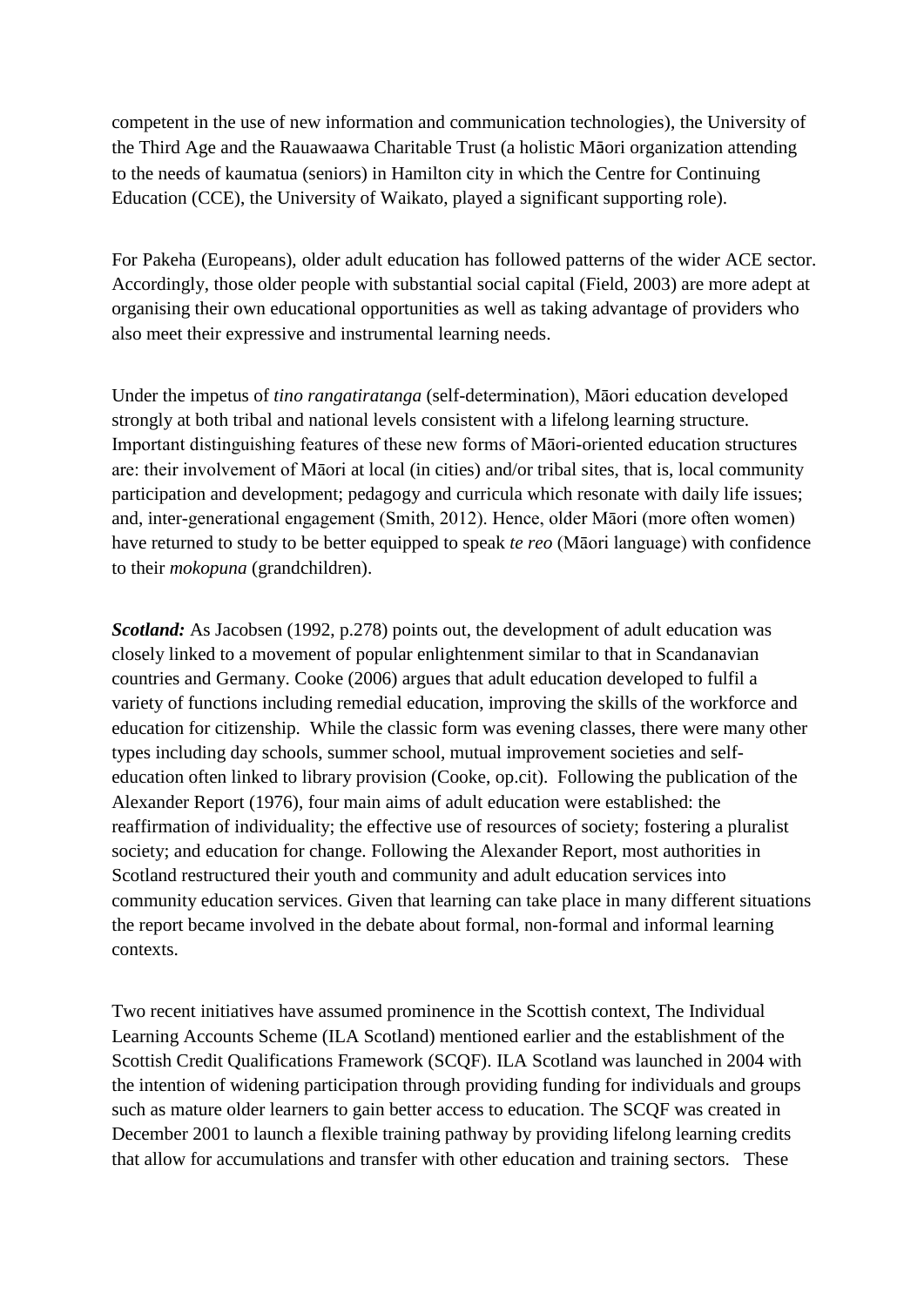competent in the use of new information and communication technologies), the University of the Third Age and the Rauawaawa Charitable Trust (a holistic Māori organization attending to the needs of kaumatua (seniors) in Hamilton city in which the Centre for Continuing Education (CCE), the University of Waikato, played a significant supporting role).

For Pakeha (Europeans), older adult education has followed patterns of the wider ACE sector. Accordingly, those older people with substantial social capital (Field, 2003) are more adept at organising their own educational opportunities as well as taking advantage of providers who also meet their expressive and instrumental learning needs.

Under the impetus of *tino rangatiratanga* (self-determination), Māori education developed strongly at both tribal and national levels consistent with a lifelong learning structure. Important distinguishing features of these new forms of Māori-oriented education structures are: their involvement of Māori at local (in cities) and/or tribal sites, that is, local community participation and development; pedagogy and curricula which resonate with daily life issues; and, inter-generational engagement (Smith, 2012). Hence, older Māori (more often women) have returned to study to be better equipped to speak *te reo* (Māori language) with confidence to their *mokopuna* (grandchildren).

***Scotland:*** As Jacobsen (1992, p.278) points out, the development of adult education was closely linked to a movement of popular enlightenment similar to that in Scandanavian countries and Germany. Cooke (2006) argues that adult education developed to fulfil a variety of functions including remedial education, improving the skills of the workforce and education for citizenship. While the classic form was evening classes, there were many other types including day schools, summer school, mutual improvement societies and self-education often linked to library provision (Cooke, op.cit). Following the publication of the Alexander Report (1976), four main aims of adult education were established: the reaffirmation of individuality; the effective use of resources of society; fostering a pluralist society; and education for change. Following the Alexander Report, most authorities in Scotland restructured their youth and community and adult education services into community education services. Given that learning can take place in many different situations the report became involved in the debate about formal, non-formal and informal learning contexts.

Two recent initiatives have assumed prominence in the Scottish context, The Individual Learning Accounts Scheme (ILA Scotland) mentioned earlier and the establishment of the Scottish Credit Qualifications Framework (SCQF). ILA Scotland was launched in 2004 with the intention of widening participation through providing funding for individuals and groups such as mature older learners to gain better access to education. The SCQF was created in December 2001 to launch a flexible training pathway by providing lifelong learning credits that allow for accumulations and transfer with other education and training sectors. These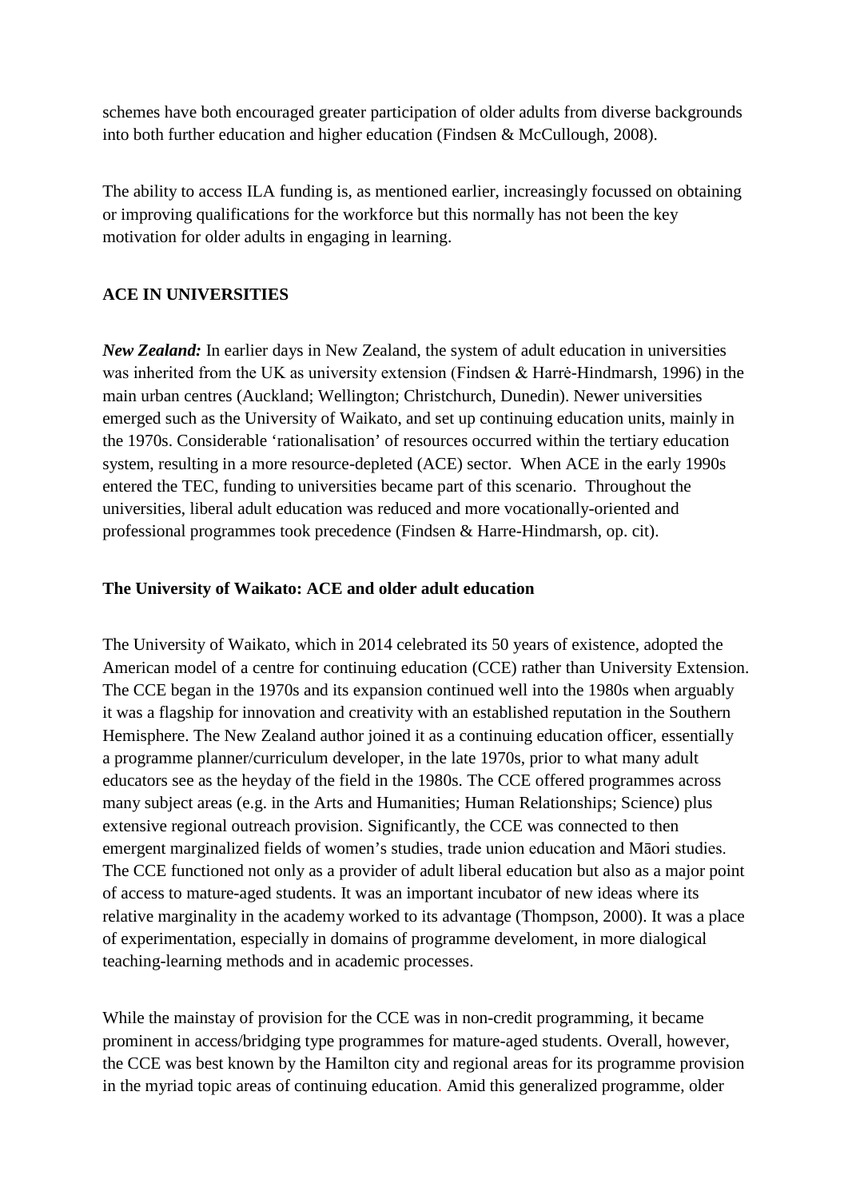schemes have both encouraged greater participation of older adults from diverse backgrounds into both further education and higher education (Findsen & McCullough, 2008).

The ability to access ILA funding is, as mentioned earlier, increasingly focussed on obtaining or improving qualifications for the workforce but this normally has not been the key motivation for older adults in engaging in learning.

## ACE IN UNIVERSITIES

***New Zealand:*** In earlier days in New Zealand, the system of adult education in universities was inherited from the UK as university extension (Findsen & Harrė-Hindmarsh, 1996) in the main urban centres (Auckland; Wellington; Christchurch, Dunedin). Newer universities emerged such as the University of Waikato, and set up continuing education units, mainly in the 1970s. Considerable 'rationalisation' of resources occurred within the tertiary education system, resulting in a more resource-depleted (ACE) sector. When ACE in the early 1990s entered the TEC, funding to universities became part of this scenario. Throughout the universities, liberal adult education was reduced and more vocationally-oriented and professional programmes took precedence (Findsen & Harre-Hindmarsh, op. cit).

### The University of Waikato: ACE and older adult education

The University of Waikato, which in 2014 celebrated its 50 years of existence, adopted the American model of a centre for continuing education (CCE) rather than University Extension. The CCE began in the 1970s and its expansion continued well into the 1980s when arguably it was a flagship for innovation and creativity with an established reputation in the Southern Hemisphere. The New Zealand author joined it as a continuing education officer, essentially a programme planner/curriculum developer, in the late 1970s, prior to what many adult educators see as the heyday of the field in the 1980s. The CCE offered programmes across many subject areas (e.g. in the Arts and Humanities; Human Relationships; Science) plus extensive regional outreach provision. Significantly, the CCE was connected to then emergent marginalized fields of women's studies, trade union education and Māori studies. The CCE functioned not only as a provider of adult liberal education but also as a major point of access to mature-aged students. It was an important incubator of new ideas where its relative marginality in the academy worked to its advantage (Thompson, 2000). It was a place of experimentation, especially in domains of programme develoment, in more dialogical teaching-learning methods and in academic processes.

While the mainstay of provision for the CCE was in non-credit programming, it became prominent in access/bridging type programmes for mature-aged students. Overall, however, the CCE was best known by the Hamilton city and regional areas for its programme provision in the myriad topic areas of continuing education. Amid this generalized programme, older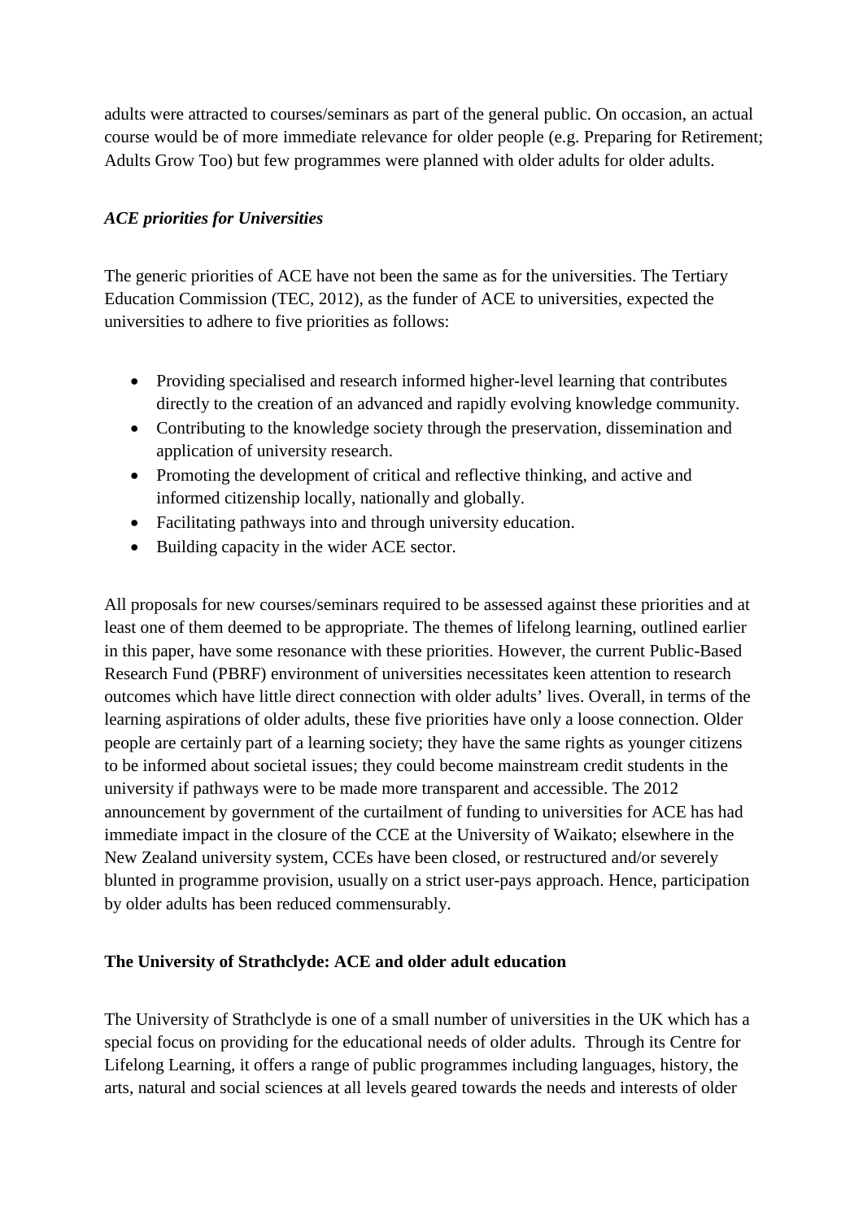adults were attracted to courses/seminars as part of the general public. On occasion, an actual course would be of more immediate relevance for older people (e.g. Preparing for Retirement; Adults Grow Too) but few programmes were planned with older adults for older adults.

### *ACE priorities for Universities*

The generic priorities of ACE have not been the same as for the universities. The Tertiary Education Commission (TEC, 2012), as the funder of ACE to universities, expected the universities to adhere to five priorities as follows:

- Providing specialised and research informed higher-level learning that contributes directly to the creation of an advanced and rapidly evolving knowledge community.
- Contributing to the knowledge society through the preservation, dissemination and application of university research.
- Promoting the development of critical and reflective thinking, and active and informed citizenship locally, nationally and globally.
- Facilitating pathways into and through university education.
- Building capacity in the wider ACE sector.

All proposals for new courses/seminars required to be assessed against these priorities and at least one of them deemed to be appropriate. The themes of lifelong learning, outlined earlier in this paper, have some resonance with these priorities. However, the current Public-Based Research Fund (PBRF) environment of universities necessitates keen attention to research outcomes which have little direct connection with older adults' lives. Overall, in terms of the learning aspirations of older adults, these five priorities have only a loose connection. Older people are certainly part of a learning society; they have the same rights as younger citizens to be informed about societal issues; they could become mainstream credit students in the university if pathways were to be made more transparent and accessible. The 2012 announcement by government of the curtailment of funding to universities for ACE has had immediate impact in the closure of the CCE at the University of Waikato; elsewhere in the New Zealand university system, CCEs have been closed, or restructured and/or severely blunted in programme provision, usually on a strict user-pays approach. Hence, participation by older adults has been reduced commensurably.

## The University of Strathclyde: ACE and older adult education

The University of Strathclyde is one of a small number of universities in the UK which has a special focus on providing for the educational needs of older adults. Through its Centre for Lifelong Learning, it offers a range of public programmes including languages, history, the arts, natural and social sciences at all levels geared towards the needs and interests of older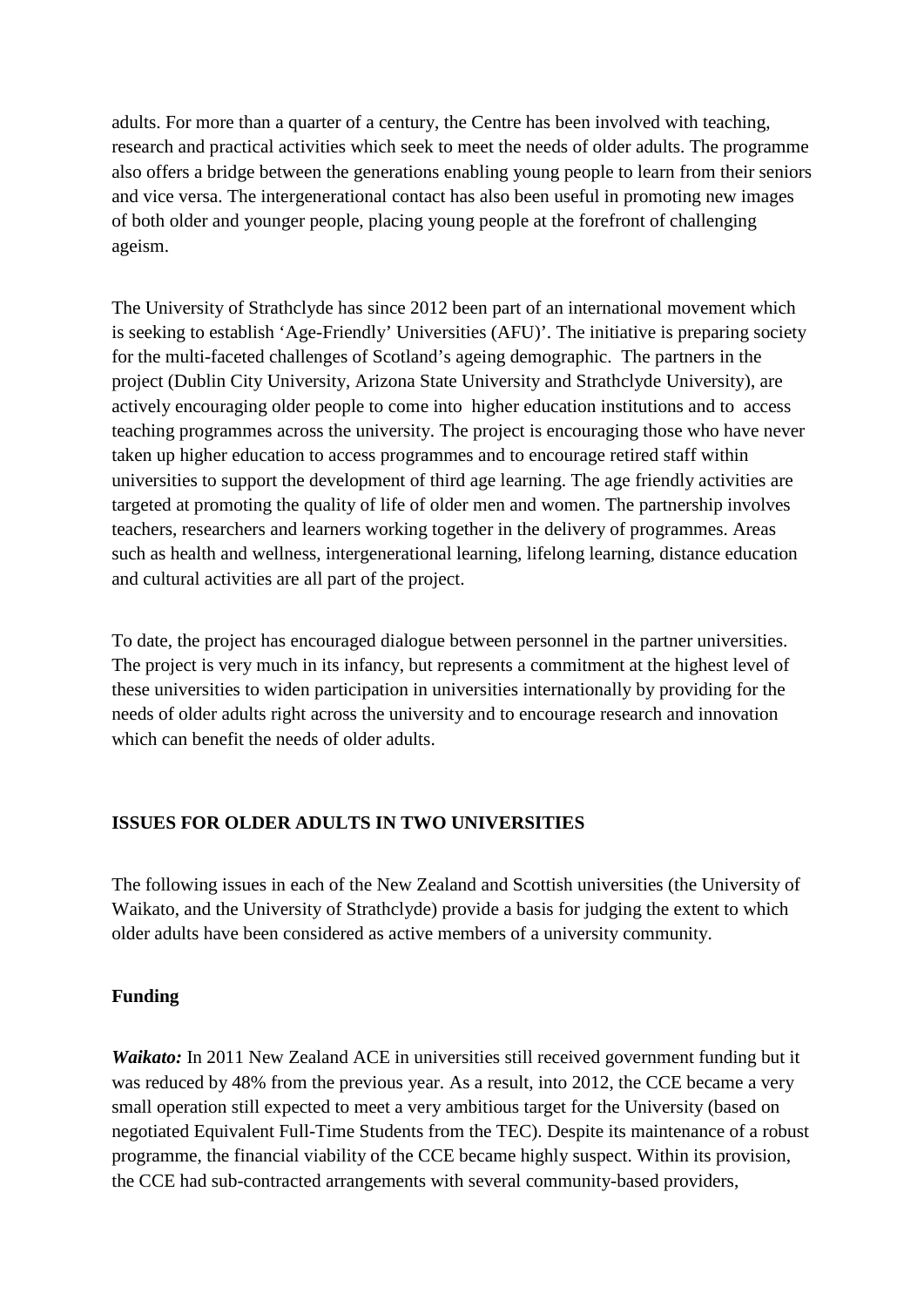adults. For more than a quarter of a century, the Centre has been involved with teaching, research and practical activities which seek to meet the needs of older adults. The programme also offers a bridge between the generations enabling young people to learn from their seniors and vice versa. The intergenerational contact has also been useful in promoting new images of both older and younger people, placing young people at the forefront of challenging ageism.

The University of Strathclyde has since 2012 been part of an international movement which is seeking to establish 'Age-Friendly' Universities (AFU)'. The initiative is preparing society for the multi-faceted challenges of Scotland's ageing demographic. The partners in the project (Dublin City University, Arizona State University and Strathclyde University), are actively encouraging older people to come into higher education institutions and to access teaching programmes across the university. The project is encouraging those who have never taken up higher education to access programmes and to encourage retired staff within universities to support the development of third age learning. The age friendly activities are targeted at promoting the quality of life of older men and women. The partnership involves teachers, researchers and learners working together in the delivery of programmes. Areas such as health and wellness, intergenerational learning, lifelong learning, distance education and cultural activities are all part of the project.

To date, the project has encouraged dialogue between personnel in the partner universities. The project is very much in its infancy, but represents a commitment at the highest level of these universities to widen participation in universities internationally by providing for the needs of older adults right across the university and to encourage research and innovation which can benefit the needs of older adults.

## ISSUES FOR OLDER ADULTS IN TWO UNIVERSITIES

The following issues in each of the New Zealand and Scottish universities (the University of Waikato, and the University of Strathclyde) provide a basis for judging the extent to which older adults have been considered as active members of a university community.

### Funding

***Waikato:*** In 2011 New Zealand ACE in universities still received government funding but it was reduced by 48% from the previous year. As a result, into 2012, the CCE became a very small operation still expected to meet a very ambitious target for the University (based on negotiated Equivalent Full-Time Students from the TEC). Despite its maintenance of a robust programme, the financial viability of the CCE became highly suspect. Within its provision, the CCE had sub-contracted arrangements with several community-based providers,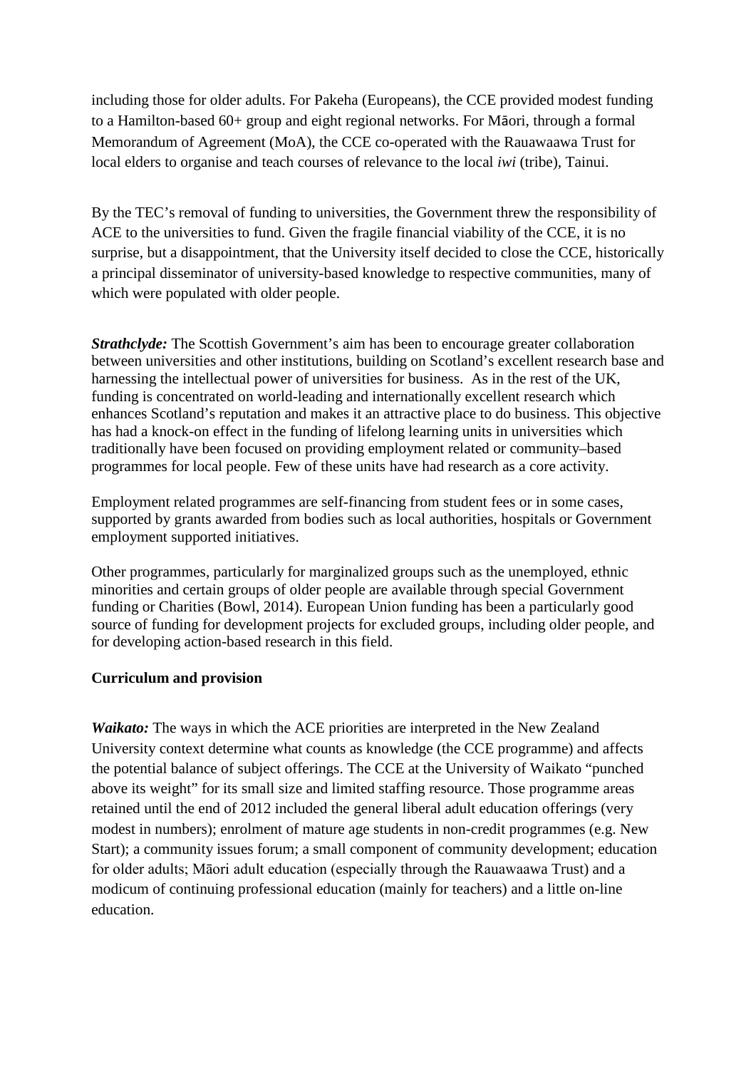including those for older adults. For Pakeha (Europeans), the CCE provided modest funding to a Hamilton-based 60+ group and eight regional networks. For Māori, through a formal Memorandum of Agreement (MoA), the CCE co-operated with the Rauawaawa Trust for local elders to organise and teach courses of relevance to the local *iwi* (tribe), Tainui.

By the TEC's removal of funding to universities, the Government threw the responsibility of ACE to the universities to fund. Given the fragile financial viability of the CCE, it is no surprise, but a disappointment, that the University itself decided to close the CCE, historically a principal disseminator of university-based knowledge to respective communities, many of which were populated with older people.

***Strathclyde:*** The Scottish Government's aim has been to encourage greater collaboration between universities and other institutions, building on Scotland's excellent research base and harnessing the intellectual power of universities for business. As in the rest of the UK, funding is concentrated on world-leading and internationally excellent research which enhances Scotland's reputation and makes it an attractive place to do business. This objective has had a knock-on effect in the funding of lifelong learning units in universities which traditionally have been focused on providing employment related or community–based programmes for local people. Few of these units have had research as a core activity.

Employment related programmes are self-financing from student fees or in some cases, supported by grants awarded from bodies such as local authorities, hospitals or Government employment supported initiatives.

Other programmes, particularly for marginalized groups such as the unemployed, ethnic minorities and certain groups of older people are available through special Government funding or Charities (Bowl, 2014). European Union funding has been a particularly good source of funding for development projects for excluded groups, including older people, and for developing action-based research in this field.

**Curriculum and provision**

***Waikato:*** The ways in which the ACE priorities are interpreted in the New Zealand University context determine what counts as knowledge (the CCE programme) and affects the potential balance of subject offerings. The CCE at the University of Waikato "punched above its weight" for its small size and limited staffing resource. Those programme areas retained until the end of 2012 included the general liberal adult education offerings (very modest in numbers); enrolment of mature age students in non-credit programmes (e.g. New Start); a community issues forum; a small component of community development; education for older adults; Māori adult education (especially through the Rauawaawa Trust) and a modicum of continuing professional education (mainly for teachers) and a little on-line education.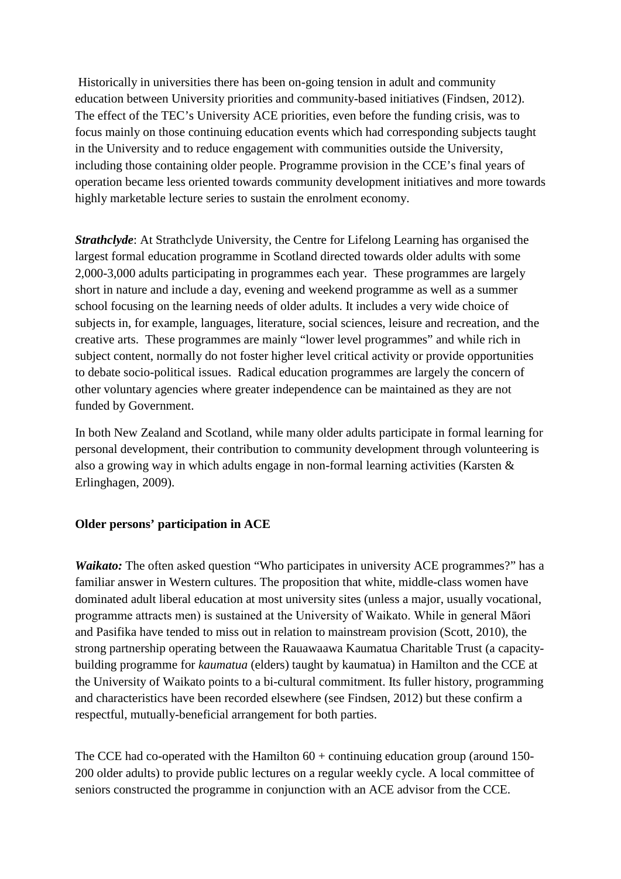Historically in universities there has been on-going tension in adult and community education between University priorities and community-based initiatives (Findsen, 2012). The effect of the TEC's University ACE priorities, even before the funding crisis, was to focus mainly on those continuing education events which had corresponding subjects taught in the University and to reduce engagement with communities outside the University, including those containing older people. Programme provision in the CCE's final years of operation became less oriented towards community development initiatives and more towards highly marketable lecture series to sustain the enrolment economy.

***Strathclyde***: At Strathclyde University, the Centre for Lifelong Learning has organised the largest formal education programme in Scotland directed towards older adults with some 2,000-3,000 adults participating in programmes each year. These programmes are largely short in nature and include a day, evening and weekend programme as well as a summer school focusing on the learning needs of older adults. It includes a very wide choice of subjects in, for example, languages, literature, social sciences, leisure and recreation, and the creative arts. These programmes are mainly "lower level programmes" and while rich in subject content, normally do not foster higher level critical activity or provide opportunities to debate socio-political issues. Radical education programmes are largely the concern of other voluntary agencies where greater independence can be maintained as they are not funded by Government.

In both New Zealand and Scotland, while many older adults participate in formal learning for personal development, their contribution to community development through volunteering is also a growing way in which adults engage in non-formal learning activities (Karsten & Erlinghagen, 2009).

**Older persons' participation in ACE**

***Waikato:*** The often asked question "Who participates in university ACE programmes?" has a familiar answer in Western cultures. The proposition that white, middle-class women have dominated adult liberal education at most university sites (unless a major, usually vocational, programme attracts men) is sustained at the University of Waikato. While in general Māori and Pasifika have tended to miss out in relation to mainstream provision (Scott, 2010), the strong partnership operating between the Rauawaawa Kaumatua Charitable Trust (a capacity-building programme for *kaumatua* (elders) taught by kaumatua) in Hamilton and the CCE at the University of Waikato points to a bi-cultural commitment. Its fuller history, programming and characteristics have been recorded elsewhere (see Findsen, 2012) but these confirm a respectful, mutually-beneficial arrangement for both parties.

The CCE had co-operated with the Hamilton 60 + continuing education group (around 150-200 older adults) to provide public lectures on a regular weekly cycle. A local committee of seniors constructed the programme in conjunction with an ACE advisor from the CCE.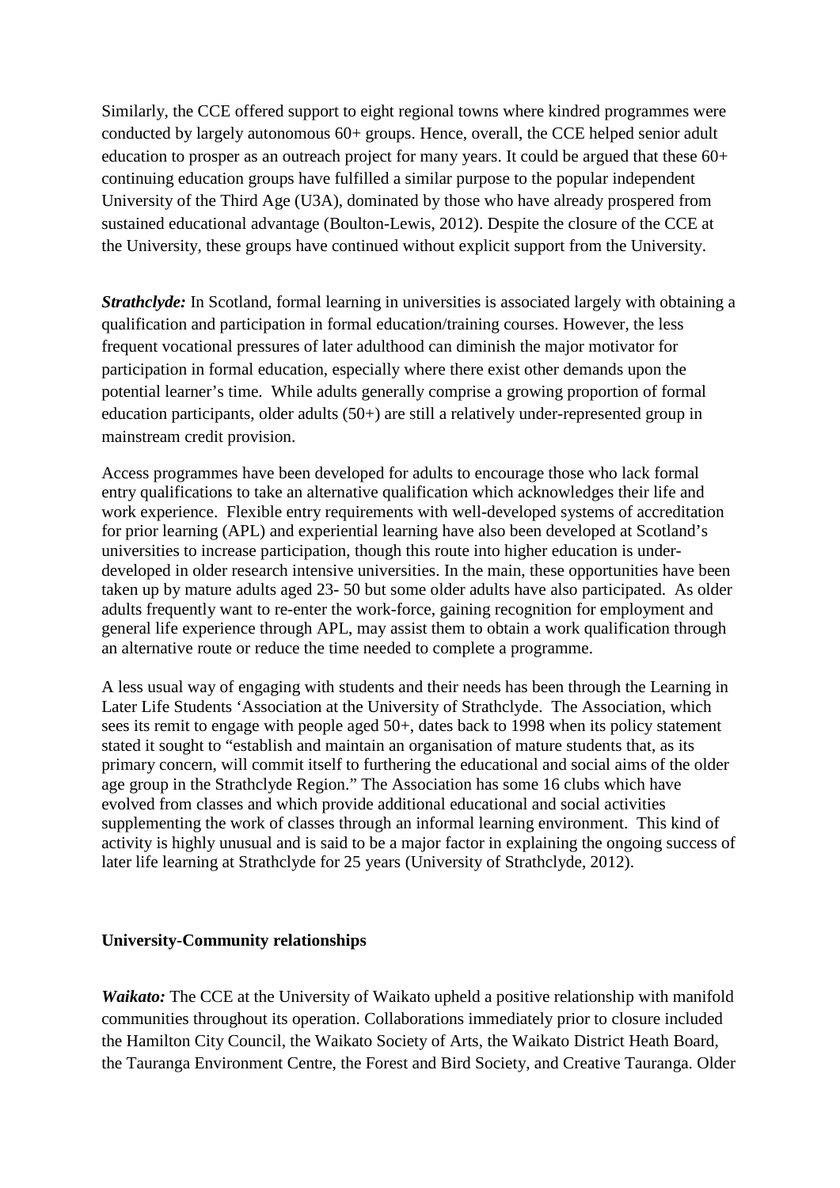Similarly, the CCE offered support to eight regional towns where kindred programmes were conducted by largely autonomous 60+ groups. Hence, overall, the CCE helped senior adult education to prosper as an outreach project for many years. It could be argued that these 60+ continuing education groups have fulfilled a similar purpose to the popular independent University of the Third Age (U3A), dominated by those who have already prospered from sustained educational advantage (Boulton-Lewis, 2012). Despite the closure of the CCE at the University, these groups have continued without explicit support from the University.

***Strathclyde:*** In Scotland, formal learning in universities is associated largely with obtaining a qualification and participation in formal education/training courses. However, the less frequent vocational pressures of later adulthood can diminish the major motivator for participation in formal education, especially where there exist other demands upon the potential learner's time. While adults generally comprise a growing proportion of formal education participants, older adults (50+) are still a relatively under-represented group in mainstream credit provision.

Access programmes have been developed for adults to encourage those who lack formal entry qualifications to take an alternative qualification which acknowledges their life and work experience. Flexible entry requirements with well-developed systems of accreditation for prior learning (APL) and experiential learning have also been developed at Scotland's universities to increase participation, though this route into higher education is under-developed in older research intensive universities. In the main, these opportunities have been taken up by mature adults aged 23- 50 but some older adults have also participated. As older adults frequently want to re-enter the work-force, gaining recognition for employment and general life experience through APL, may assist them to obtain a work qualification through an alternative route or reduce the time needed to complete a programme.

A less usual way of engaging with students and their needs has been through the Learning in Later Life Students 'Association at the University of Strathclyde. The Association, which sees its remit to engage with people aged 50+, dates back to 1998 when its policy statement stated it sought to "establish and maintain an organisation of mature students that, as its primary concern, will commit itself to furthering the educational and social aims of the older age group in the Strathclyde Region." The Association has some 16 clubs which have evolved from classes and which provide additional educational and social activities supplementing the work of classes through an informal learning environment. This kind of activity is highly unusual and is said to be a major factor in explaining the ongoing success of later life learning at Strathclyde for 25 years (University of Strathclyde, 2012).

## University-Community relationships

***Waikato:*** The CCE at the University of Waikato upheld a positive relationship with manifold communities throughout its operation. Collaborations immediately prior to closure included the Hamilton City Council, the Waikato Society of Arts, the Waikato District Heath Board, the Tauranga Environment Centre, the Forest and Bird Society, and Creative Tauranga. Older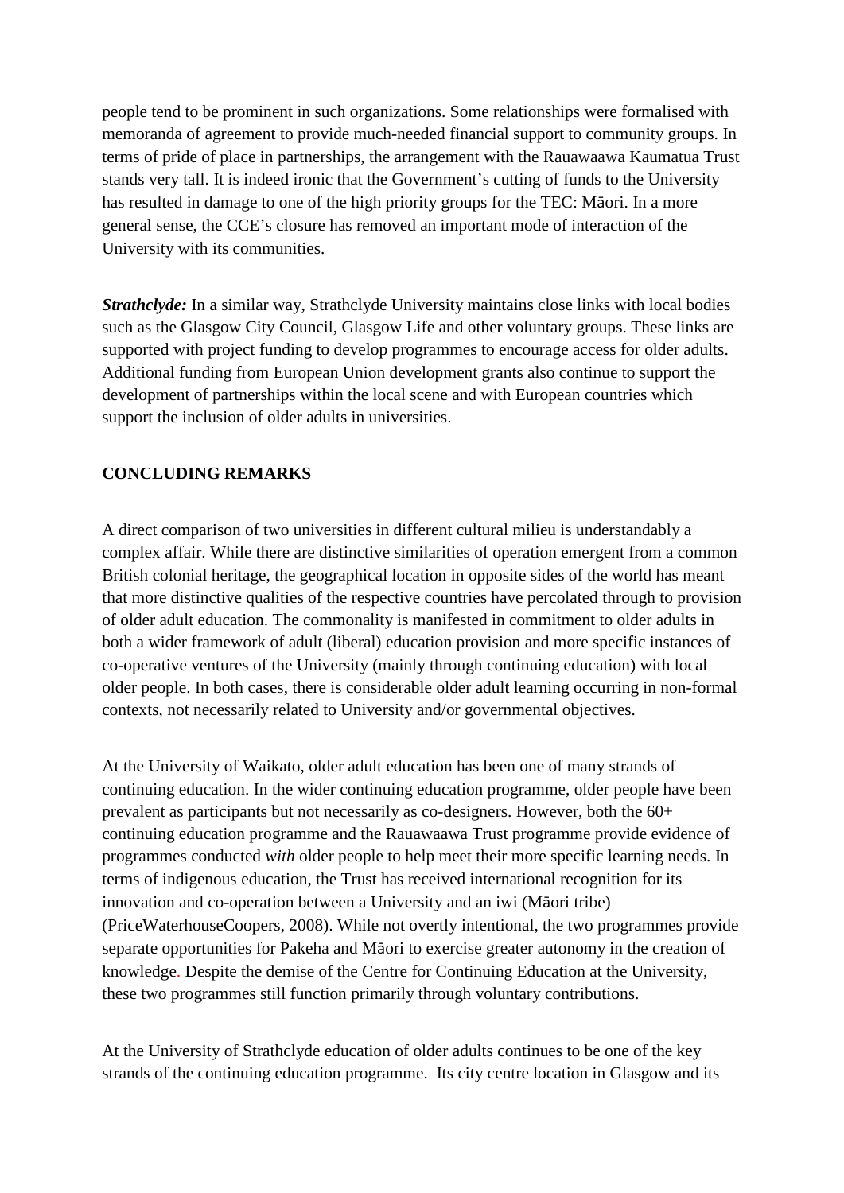people tend to be prominent in such organizations. Some relationships were formalised with memoranda of agreement to provide much-needed financial support to community groups. In terms of pride of place in partnerships, the arrangement with the Rauawaawa Kaumatua Trust stands very tall. It is indeed ironic that the Government's cutting of funds to the University has resulted in damage to one of the high priority groups for the TEC: Māori. In a more general sense, the CCE's closure has removed an important mode of interaction of the University with its communities.

***Strathclyde:*** In a similar way, Strathclyde University maintains close links with local bodies such as the Glasgow City Council, Glasgow Life and other voluntary groups. These links are supported with project funding to develop programmes to encourage access for older adults. Additional funding from European Union development grants also continue to support the development of partnerships within the local scene and with European countries which support the inclusion of older adults in universities.

## CONCLUDING REMARKS

A direct comparison of two universities in different cultural milieu is understandably a complex affair. While there are distinctive similarities of operation emergent from a common British colonial heritage, the geographical location in opposite sides of the world has meant that more distinctive qualities of the respective countries have percolated through to provision of older adult education. The commonality is manifested in commitment to older adults in both a wider framework of adult (liberal) education provision and more specific instances of co-operative ventures of the University (mainly through continuing education) with local older people. In both cases, there is considerable older adult learning occurring in non-formal contexts, not necessarily related to University and/or governmental objectives.

At the University of Waikato, older adult education has been one of many strands of continuing education. In the wider continuing education programme, older people have been prevalent as participants but not necessarily as co-designers. However, both the 60+ continuing education programme and the Rauawaawa Trust programme provide evidence of programmes conducted *with* older people to help meet their more specific learning needs. In terms of indigenous education, the Trust has received international recognition for its innovation and co-operation between a University and an iwi (Māori tribe) (PriceWaterhouseCoopers, 2008). While not overtly intentional, the two programmes provide separate opportunities for Pakeha and Māori to exercise greater autonomy in the creation of knowledge. Despite the demise of the Centre for Continuing Education at the University, these two programmes still function primarily through voluntary contributions.

At the University of Strathclyde education of older adults continues to be one of the key strands of the continuing education programme. Its city centre location in Glasgow and its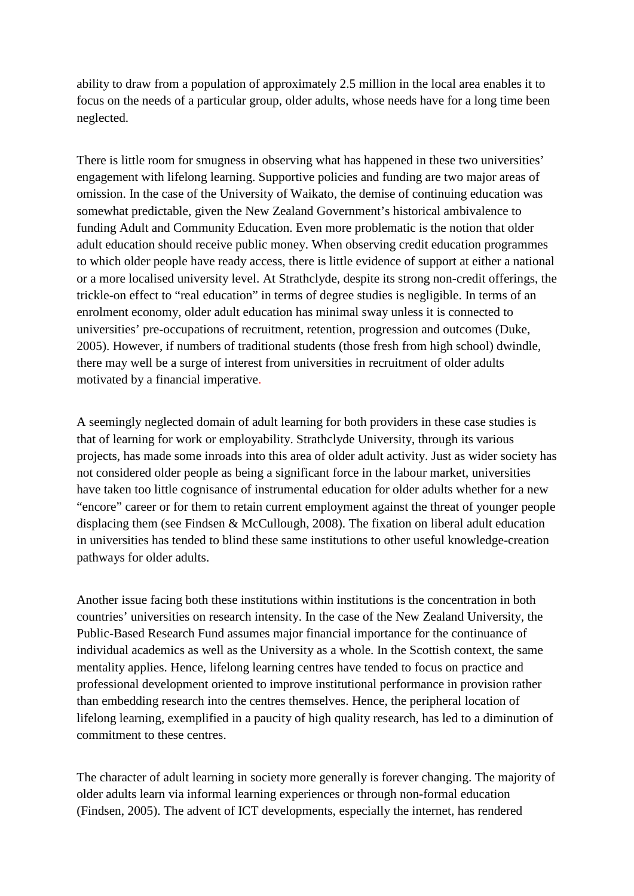ability to draw from a population of approximately 2.5 million in the local area enables it to focus on the needs of a particular group, older adults, whose needs have for a long time been neglected.

There is little room for smugness in observing what has happened in these two universities' engagement with lifelong learning. Supportive policies and funding are two major areas of omission. In the case of the University of Waikato, the demise of continuing education was somewhat predictable, given the New Zealand Government's historical ambivalence to funding Adult and Community Education. Even more problematic is the notion that older adult education should receive public money. When observing credit education programmes to which older people have ready access, there is little evidence of support at either a national or a more localised university level. At Strathclyde, despite its strong non-credit offerings, the trickle-on effect to "real education" in terms of degree studies is negligible. In terms of an enrolment economy, older adult education has minimal sway unless it is connected to universities' pre-occupations of recruitment, retention, progression and outcomes (Duke, 2005). However, if numbers of traditional students (those fresh from high school) dwindle, there may well be a surge of interest from universities in recruitment of older adults motivated by a financial imperative.

A seemingly neglected domain of adult learning for both providers in these case studies is that of learning for work or employability. Strathclyde University, through its various projects, has made some inroads into this area of older adult activity. Just as wider society has not considered older people as being a significant force in the labour market, universities have taken too little cognisance of instrumental education for older adults whether for a new "encore" career or for them to retain current employment against the threat of younger people displacing them (see Findsen & McCullough, 2008). The fixation on liberal adult education in universities has tended to blind these same institutions to other useful knowledge-creation pathways for older adults.

Another issue facing both these institutions within institutions is the concentration in both countries' universities on research intensity. In the case of the New Zealand University, the Public-Based Research Fund assumes major financial importance for the continuance of individual academics as well as the University as a whole. In the Scottish context, the same mentality applies. Hence, lifelong learning centres have tended to focus on practice and professional development oriented to improve institutional performance in provision rather than embedding research into the centres themselves. Hence, the peripheral location of lifelong learning, exemplified in a paucity of high quality research, has led to a diminution of commitment to these centres.

The character of adult learning in society more generally is forever changing. The majority of older adults learn via informal learning experiences or through non-formal education (Findsen, 2005). The advent of ICT developments, especially the internet, has rendered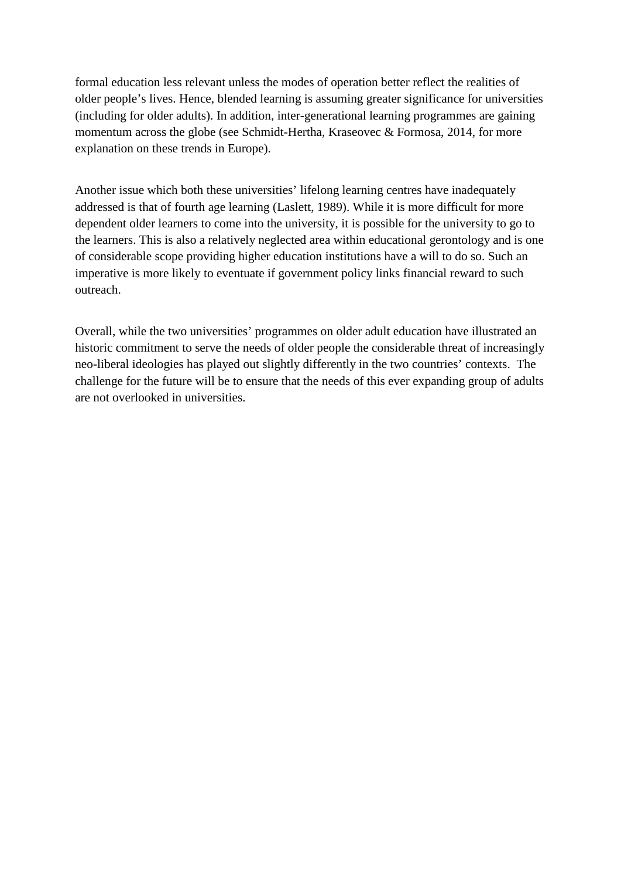formal education less relevant unless the modes of operation better reflect the realities of older people's lives. Hence, blended learning is assuming greater significance for universities (including for older adults). In addition, inter-generational learning programmes are gaining momentum across the globe (see Schmidt-Hertha, Kraseovec & Formosa, 2014, for more explanation on these trends in Europe).

Another issue which both these universities' lifelong learning centres have inadequately addressed is that of fourth age learning (Laslett, 1989). While it is more difficult for more dependent older learners to come into the university, it is possible for the university to go to the learners. This is also a relatively neglected area within educational gerontology and is one of considerable scope providing higher education institutions have a will to do so. Such an imperative is more likely to eventuate if government policy links financial reward to such outreach.

Overall, while the two universities' programmes on older adult education have illustrated an historic commitment to serve the needs of older people the considerable threat of increasingly neo-liberal ideologies has played out slightly differently in the two countries' contexts. The challenge for the future will be to ensure that the needs of this ever expanding group of adults are not overlooked in universities.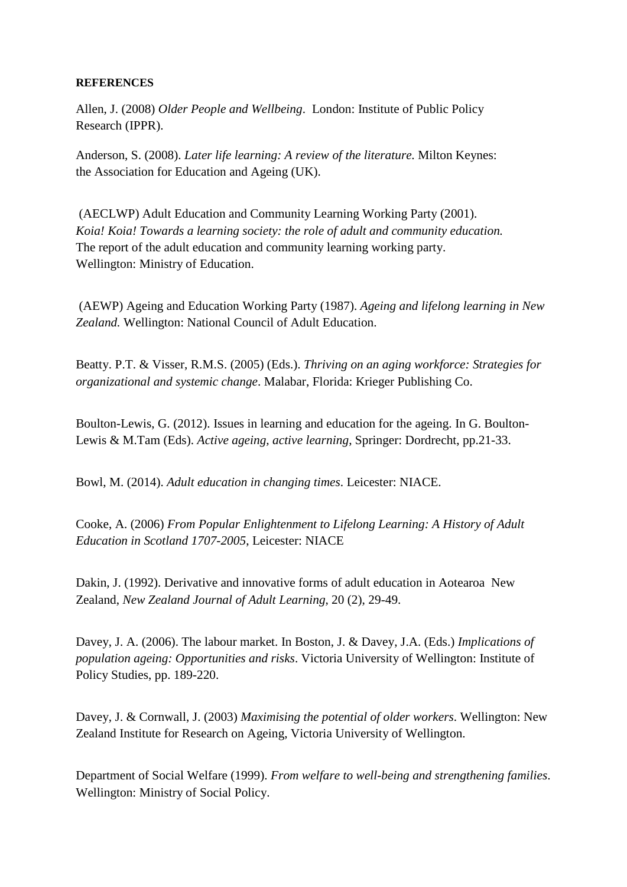**REFERENCES**

Allen, J. (2008) *Older People and Wellbeing*. London: Institute of Public Policy Research (IPPR).

Anderson, S. (2008). *Later life learning: A review of the literature.* Milton Keynes: the Association for Education and Ageing (UK).

(AECLWP) Adult Education and Community Learning Working Party (2001). *Koia! Koia! Towards a learning society: the role of adult and community education.* The report of the adult education and community learning working party. Wellington: Ministry of Education.

(AEWP) Ageing and Education Working Party (1987). *Ageing and lifelong learning in New Zealand.* Wellington: National Council of Adult Education.

Beatty. P.T. & Visser, R.M.S. (2005) (Eds.). *Thriving on an aging workforce: Strategies for organizational and systemic change*. Malabar, Florida: Krieger Publishing Co.

Boulton-Lewis, G. (2012). Issues in learning and education for the ageing. In G. Boulton-Lewis & M.Tam (Eds). *Active ageing, active learning*, Springer: Dordrecht, pp.21-33.

Bowl, M. (2014). *Adult education in changing times*. Leicester: NIACE.

Cooke, A. (2006) *From Popular Enlightenment to Lifelong Learning: A History of Adult Education in Scotland 1707-2005*, Leicester: NIACE

Dakin, J. (1992). Derivative and innovative forms of adult education in Aotearoa New Zealand, *New Zealand Journal of Adult Learning*, 20 (2), 29-49.

Davey, J. A. (2006). The labour market. In Boston, J. & Davey, J.A. (Eds.) *Implications of population ageing: Opportunities and risks*. Victoria University of Wellington: Institute of Policy Studies, pp. 189-220.

Davey, J. & Cornwall, J. (2003) *Maximising the potential of older workers*. Wellington: New Zealand Institute for Research on Ageing, Victoria University of Wellington.

Department of Social Welfare (1999). *From welfare to well-being and strengthening families*. Wellington: Ministry of Social Policy.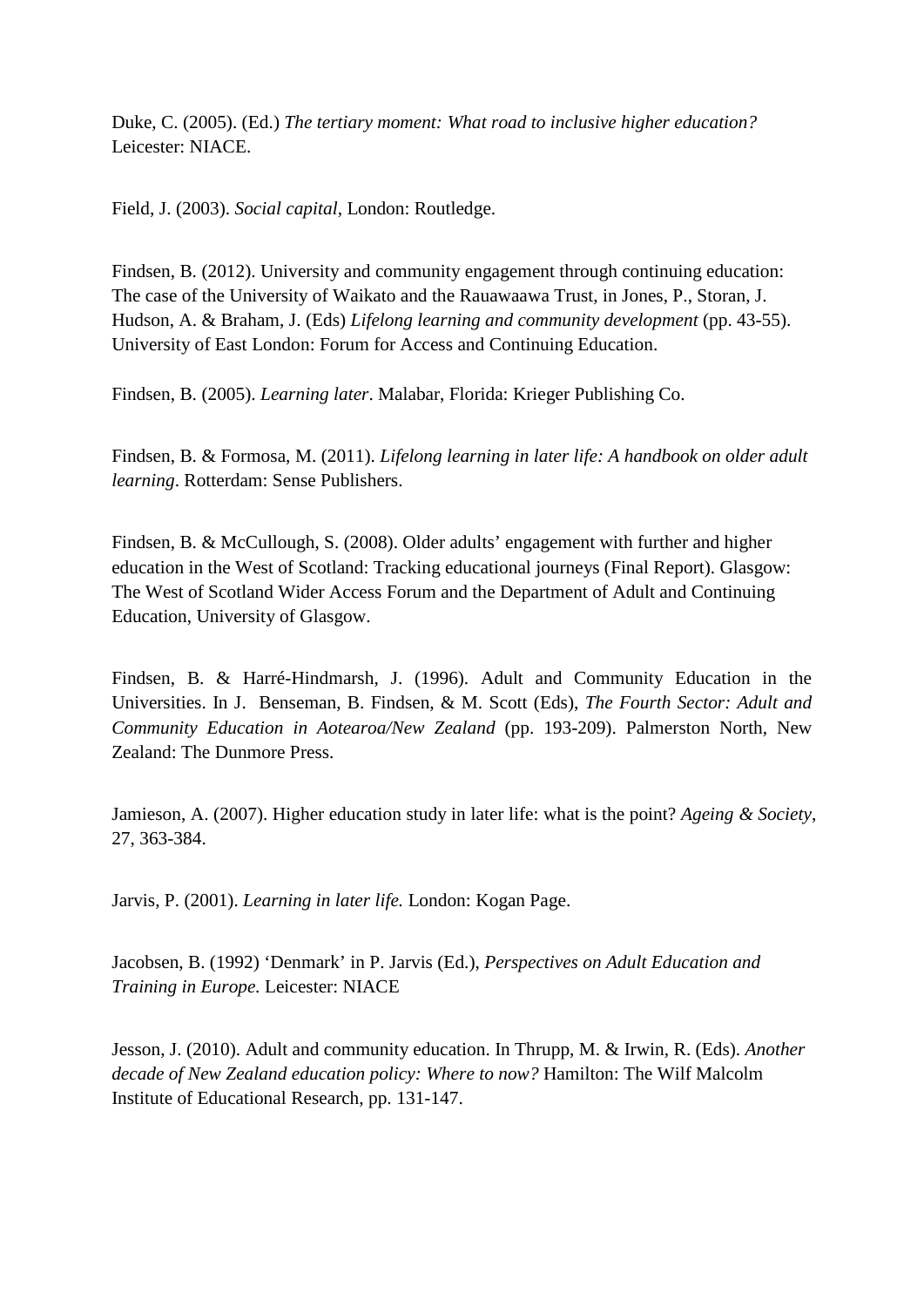Duke, C. (2005). (Ed.) *The tertiary moment: What road to inclusive higher education?* Leicester: NIACE.

Field, J. (2003). *Social capital*, London: Routledge.

Findsen, B. (2012). University and community engagement through continuing education: The case of the University of Waikato and the Rauawaawa Trust, in Jones, P., Storan, J. Hudson, A. & Braham, J. (Eds) *Lifelong learning and community development* (pp. 43-55). University of East London: Forum for Access and Continuing Education.

Findsen, B. (2005). *Learning later*. Malabar, Florida: Krieger Publishing Co.

Findsen, B. & Formosa, M. (2011). *Lifelong learning in later life: A handbook on older adult learning*. Rotterdam: Sense Publishers.

Findsen, B. & McCullough, S. (2008). Older adults' engagement with further and higher education in the West of Scotland: Tracking educational journeys (Final Report). Glasgow: The West of Scotland Wider Access Forum and the Department of Adult and Continuing Education, University of Glasgow.

Findsen, B. & Harré-Hindmarsh, J. (1996). Adult and Community Education in the Universities. In J. Benseman, B. Findsen, & M. Scott (Eds), *The Fourth Sector: Adult and Community Education in Aotearoa/New Zealand* (pp. 193-209). Palmerston North, New Zealand: The Dunmore Press.

Jamieson, A. (2007). Higher education study in later life: what is the point? *Ageing & Society*, 27, 363-384.

Jarvis, P. (2001). *Learning in later life.* London: Kogan Page.

Jacobsen, B. (1992) 'Denmark' in P. Jarvis (Ed.), *Perspectives on Adult Education and Training in Europe.* Leicester: NIACE

Jesson, J. (2010). Adult and community education. In Thrupp, M. & Irwin, R. (Eds). *Another decade of New Zealand education policy: Where to now?* Hamilton: The Wilf Malcolm Institute of Educational Research, pp. 131-147.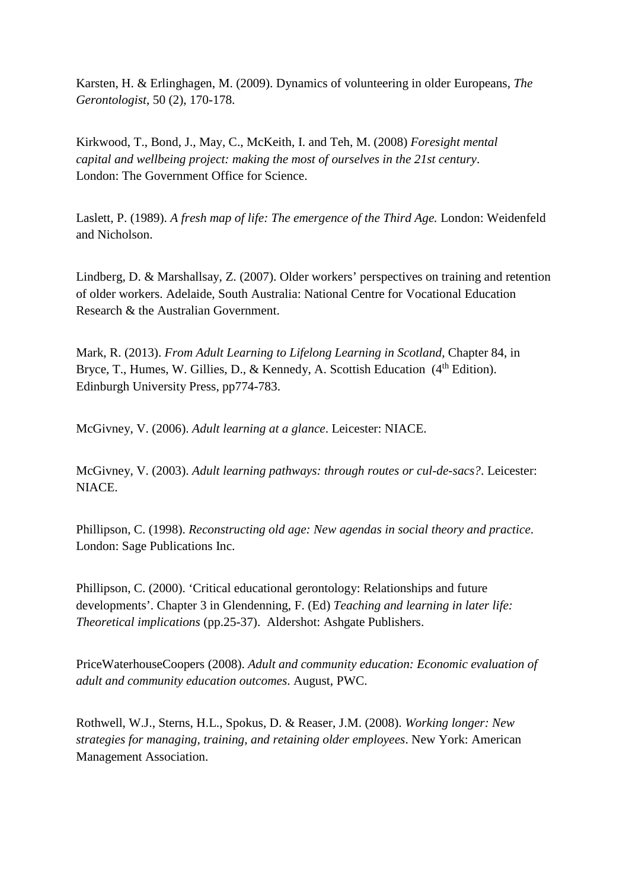Karsten, H. & Erlinghagen, M. (2009). Dynamics of volunteering in older Europeans, *The Gerontologist*, 50 (2), 170-178.

Kirkwood, T., Bond, J., May, C., McKeith, I. and Teh, M. (2008) *Foresight mental capital and wellbeing project: making the most of ourselves in the 21st century*. London: The Government Office for Science.

Laslett, P. (1989). *A fresh map of life: The emergence of the Third Age.* London: Weidenfeld and Nicholson.

Lindberg, D. & Marshallsay, Z. (2007). Older workers' perspectives on training and retention of older workers. Adelaide, South Australia: National Centre for Vocational Education Research & the Australian Government.

Mark, R. (2013). *From Adult Learning to Lifelong Learning in Scotland,* Chapter 84, in Bryce, T., Humes, W. Gillies, D., & Kennedy, A. Scottish Education (4th Edition). Edinburgh University Press, pp774-783.

McGivney, V. (2006). *Adult learning at a glance*. Leicester: NIACE.

McGivney, V. (2003). *Adult learning pathways: through routes or cul-de-sacs?*. Leicester: NIACE.

Phillipson, C. (1998). *Reconstructing old age: New agendas in social theory and practice*. London: Sage Publications Inc.

Phillipson, C. (2000). 'Critical educational gerontology: Relationships and future developments'. Chapter 3 in Glendenning, F. (Ed) *Teaching and learning in later life: Theoretical implications* (pp.25-37). Aldershot: Ashgate Publishers.

PriceWaterhouseCoopers (2008). *Adult and community education: Economic evaluation of adult and community education outcomes*. August, PWC.

Rothwell, W.J., Sterns, H.L., Spokus, D. & Reaser, J.M. (2008). *Working longer: New strategies for managing, training, and retaining older employees*. New York: American Management Association.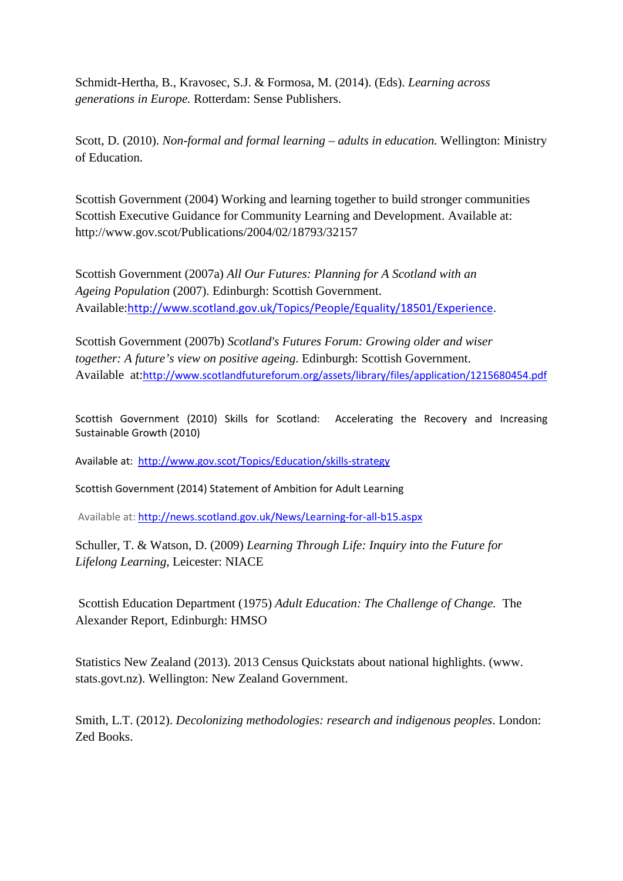Schmidt-Hertha, B., Kravosec, S.J. & Formosa, M. (2014). (Eds). *Learning across generations in Europe.* Rotterdam: Sense Publishers.

Scott, D. (2010). *Non-formal and formal learning – adults in education.* Wellington: Ministry of Education.

Scottish Government (2004) Working and learning together to build stronger communities Scottish Executive Guidance for Community Learning and Development. Available at: http://www.gov.scot/Publications/2004/02/18793/32157

Scottish Government (2007a) *All Our Futures: Planning for A Scotland with an Ageing Population* (2007). Edinburgh: Scottish Government. Available:http://www.scotland.gov.uk/Topics/People/Equality/18501/Experience.

Scottish Government (2007b) *Scotland's Futures Forum: Growing older and wiser together: A future's view on positive ageing.* Edinburgh: Scottish Government. Available at:http://www.scotlandfutureforum.org/assets/library/files/application/1215680454.pdf

Scottish Government (2010) Skills for Scotland: Accelerating the Recovery and Increasing Sustainable Growth (2010)

Available at: http://www.gov.scot/Topics/Education/skills-strategy

Scottish Government (2014) Statement of Ambition for Adult Learning

Available at: http://news.scotland.gov.uk/News/Learning-for-all-b15.aspx

Schuller, T. & Watson, D. (2009) *Learning Through Life: Inquiry into the Future for Lifelong Learning*, Leicester: NIACE

Scottish Education Department (1975) *Adult Education: The Challenge of Change.* The Alexander Report, Edinburgh: HMSO

Statistics New Zealand (2013). 2013 Census Quickstats about national highlights. (www. stats.govt.nz). Wellington: New Zealand Government.

Smith, L.T. (2012). *Decolonizing methodologies: research and indigenous peoples*. London: Zed Books.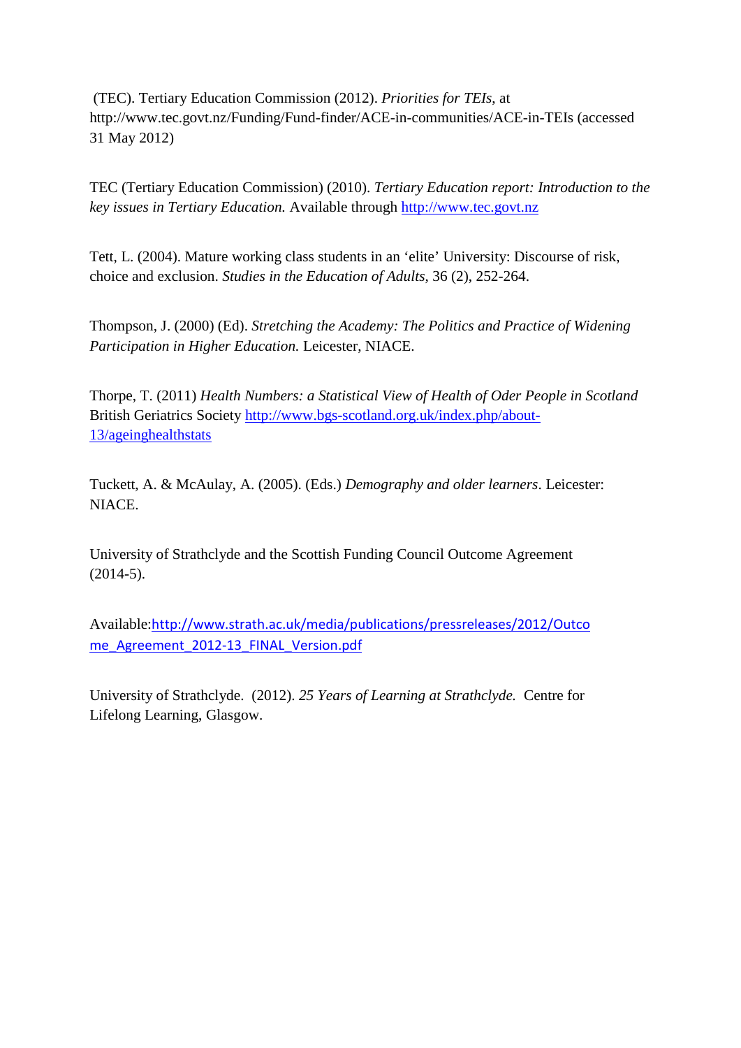(TEC). Tertiary Education Commission (2012). *Priorities for TEIs*, at http://www.tec.govt.nz/Funding/Fund-finder/ACE-in-communities/ACE-in-TEIs (accessed 31 May 2012)

TEC (Tertiary Education Commission) (2010). *Tertiary Education report: Introduction to the key issues in Tertiary Education.* Available through http://www.tec.govt.nz

Tett, L. (2004). Mature working class students in an 'elite' University: Discourse of risk, choice and exclusion. *Studies in the Education of Adults*, 36 (2), 252-264.

Thompson, J. (2000) (Ed). *Stretching the Academy: The Politics and Practice of Widening Participation in Higher Education.* Leicester, NIACE.

Thorpe, T. (2011) *Health Numbers: a Statistical View of Health of Oder People in Scotland* British Geriatrics Society http://www.bgs-scotland.org.uk/index.php/about-13/ageinghealthstats

Tuckett, A. & McAulay, A. (2005). (Eds.) *Demography and older learners*. Leicester: NIACE.

University of Strathclyde and the Scottish Funding Council Outcome Agreement (2014-5).

Available:http://www.strath.ac.uk/media/publications/pressreleases/2012/Outcome_Agreement_2012-13_FINAL_Version.pdf

University of Strathclyde. (2012). *25 Years of Learning at Strathclyde.* Centre for Lifelong Learning, Glasgow.